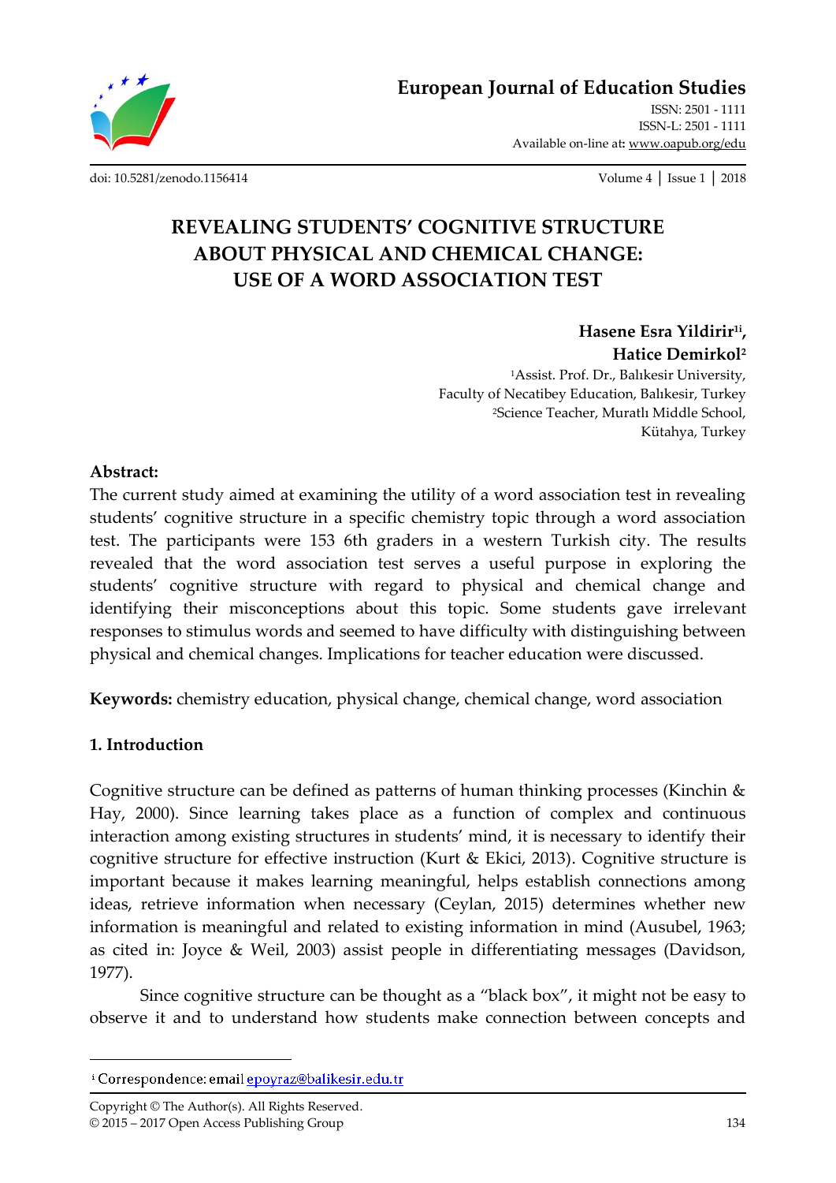# REVEALING STUDENTS' COGNITIVE STRUCTURE ABOUT PHYSICAL AND CHEMICAL CHANGE: USE OF A WORD ASSOCIATION TEST

**Hasene Esra Yildirir[1i],**
**Hatice Demirkol[2]**

[1]Assist. Prof. Dr., Balıkesir University,
Faculty of Necatibey Education, Balıkesir, Turkey
[2]Science Teacher, Muratlı Middle School,
Kütahya, Turkey

**Abstract:**

The current study aimed at examining the utility of a word association test in revealing students' cognitive structure in a specific chemistry topic through a word association test. The participants were 153 6th graders in a western Turkish city. The results revealed that the word association test serves a useful purpose in exploring the students' cognitive structure with regard to physical and chemical change and identifying their misconceptions about this topic. Some students gave irrelevant responses to stimulus words and seemed to have difficulty with distinguishing between physical and chemical changes. Implications for teacher education were discussed.

**Keywords:** chemistry education, physical change, chemical change, word association

## 1. Introduction

Cognitive structure can be defined as patterns of human thinking processes (Kinchin & Hay, 2000). Since learning takes place as a function of complex and continuous interaction among existing structures in students' mind, it is necessary to identify their cognitive structure for effective instruction (Kurt & Ekici, 2013). Cognitive structure is important because it makes learning meaningful, helps establish connections among ideas, retrieve information when necessary (Ceylan, 2015) determines whether new information is meaningful and related to existing information in mind (Ausubel, 1963; as cited in: Joyce & Weil, 2003) assist people in differentiating messages (Davidson, 1977).

Since cognitive structure can be thought as a "black box", it might not be easy to observe it and to understand how students make connection between concepts and

---

[i] Correspondence: email epoyraz@balikesir.edu.tr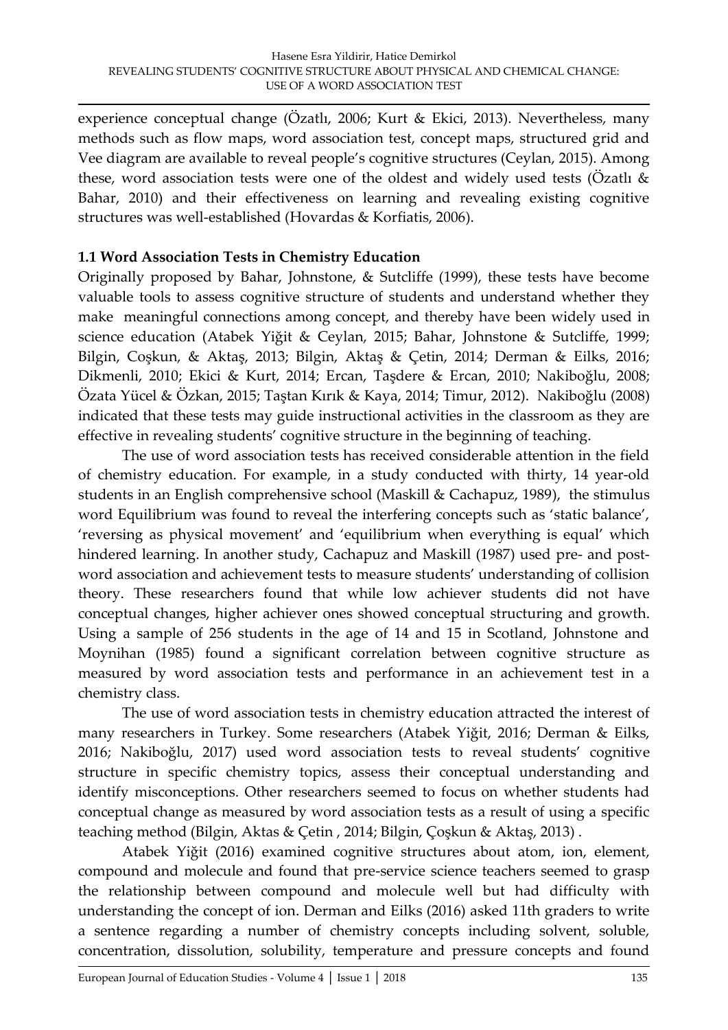experience conceptual change (Özatlı, 2006; Kurt & Ekici, 2013). Nevertheless, many methods such as flow maps, word association test, concept maps, structured grid and Vee diagram are available to reveal people's cognitive structures (Ceylan, 2015). Among these, word association tests were one of the oldest and widely used tests (Özatlı & Bahar, 2010) and their effectiveness on learning and revealing existing cognitive structures was well-established (Hovardas & Korfiatis, 2006).

### 1.1 Word Association Tests in Chemistry Education

Originally proposed by Bahar, Johnstone, & Sutcliffe (1999), these tests have become valuable tools to assess cognitive structure of students and understand whether they make meaningful connections among concept, and thereby have been widely used in science education (Atabek Yiğit & Ceylan, 2015; Bahar, Johnstone & Sutcliffe, 1999; Bilgin, Coşkun, & Aktaş, 2013; Bilgin, Aktaş & Çetin, 2014; Derman & Eilks, 2016; Dikmenli, 2010; Ekici & Kurt, 2014; Ercan, Taşdere & Ercan, 2010; Nakiboğlu, 2008; Özata Yücel & Özkan, 2015; Taştan Kırık & Kaya, 2014; Timur, 2012). Nakiboğlu (2008) indicated that these tests may guide instructional activities in the classroom as they are effective in revealing students' cognitive structure in the beginning of teaching.

The use of word association tests has received considerable attention in the field of chemistry education. For example, in a study conducted with thirty, 14 year-old students in an English comprehensive school (Maskill & Cachapuz, 1989), the stimulus word Equilibrium was found to reveal the interfering concepts such as 'static balance', 'reversing as physical movement' and 'equilibrium when everything is equal' which hindered learning. In another study, Cachapuz and Maskill (1987) used pre- and post-word association and achievement tests to measure students' understanding of collision theory. These researchers found that while low achiever students did not have conceptual changes, higher achiever ones showed conceptual structuring and growth. Using a sample of 256 students in the age of 14 and 15 in Scotland, Johnstone and Moynihan (1985) found a significant correlation between cognitive structure as measured by word association tests and performance in an achievement test in a chemistry class.

The use of word association tests in chemistry education attracted the interest of many researchers in Turkey. Some researchers (Atabek Yiğit, 2016; Derman & Eilks, 2016; Nakiboğlu, 2017) used word association tests to reveal students' cognitive structure in specific chemistry topics, assess their conceptual understanding and identify misconceptions. Other researchers seemed to focus on whether students had conceptual change as measured by word association tests as a result of using a specific teaching method (Bilgin, Aktas & Çetin , 2014; Bilgin, Çoşkun & Aktaş, 2013) .

Atabek Yiğit (2016) examined cognitive structures about atom, ion, element, compound and molecule and found that pre-service science teachers seemed to grasp the relationship between compound and molecule well but had difficulty with understanding the concept of ion. Derman and Eilks (2016) asked 11th graders to write a sentence regarding a number of chemistry concepts including solvent, soluble, concentration, dissolution, solubility, temperature and pressure concepts and found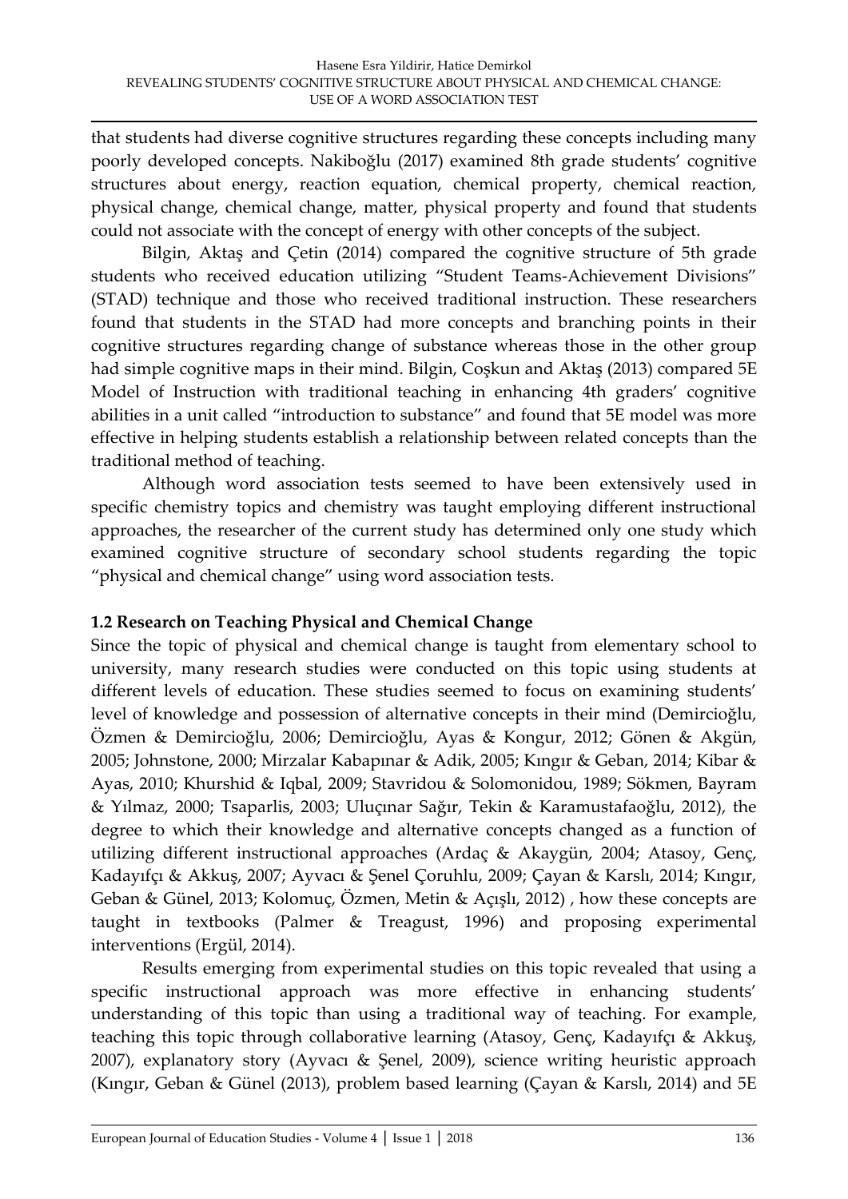that students had diverse cognitive structures regarding these concepts including many poorly developed concepts. Nakiboğlu (2017) examined 8th grade students' cognitive structures about energy, reaction equation, chemical property, chemical reaction, physical change, chemical change, matter, physical property and found that students could not associate with the concept of energy with other concepts of the subject.

Bilgin, Aktaş and Çetin (2014) compared the cognitive structure of 5th grade students who received education utilizing "Student Teams-Achievement Divisions" (STAD) technique and those who received traditional instruction. These researchers found that students in the STAD had more concepts and branching points in their cognitive structures regarding change of substance whereas those in the other group had simple cognitive maps in their mind. Bilgin, Coşkun and Aktaş (2013) compared 5E Model of Instruction with traditional teaching in enhancing 4th graders' cognitive abilities in a unit called "introduction to substance" and found that 5E model was more effective in helping students establish a relationship between related concepts than the traditional method of teaching.

Although word association tests seemed to have been extensively used in specific chemistry topics and chemistry was taught employing different instructional approaches, the researcher of the current study has determined only one study which examined cognitive structure of secondary school students regarding the topic "physical and chemical change" using word association tests.

### 1.2 Research on Teaching Physical and Chemical Change

Since the topic of physical and chemical change is taught from elementary school to university, many research studies were conducted on this topic using students at different levels of education. These studies seemed to focus on examining students' level of knowledge and possession of alternative concepts in their mind (Demircioğlu, Özmen & Demircioğlu, 2006; Demircioğlu, Ayas & Kongur, 2012; Gönen & Akgün, 2005; Johnstone, 2000; Mirzalar Kabapınar & Adik, 2005; Kıngır & Geban, 2014; Kibar & Ayas, 2010; Khurshid & Iqbal, 2009; Stavridou & Solomonidou, 1989; Sökmen, Bayram & Yılmaz, 2000; Tsaparlis, 2003; Uluçınar Sağır, Tekin & Karamustafaoğlu, 2012), the degree to which their knowledge and alternative concepts changed as a function of utilizing different instructional approaches (Ardaç & Akaygün, 2004; Atasoy, Genç, Kadayıfçı & Akkuş, 2007; Ayvacı & Şenel Çoruhlu, 2009; Çayan & Karslı, 2014; Kıngır, Geban & Günel, 2013; Kolomuç, Özmen, Metin & Açışlı, 2012) , how these concepts are taught in textbooks (Palmer & Treagust, 1996) and proposing experimental interventions (Ergül, 2014).

Results emerging from experimental studies on this topic revealed that using a specific instructional approach was more effective in enhancing students' understanding of this topic than using a traditional way of teaching. For example, teaching this topic through collaborative learning (Atasoy, Genç, Kadayıfçı & Akkuş, 2007), explanatory story (Ayvacı & Şenel, 2009), science writing heuristic approach (Kıngır, Geban & Günel (2013), problem based learning (Çayan & Karslı, 2014) and 5E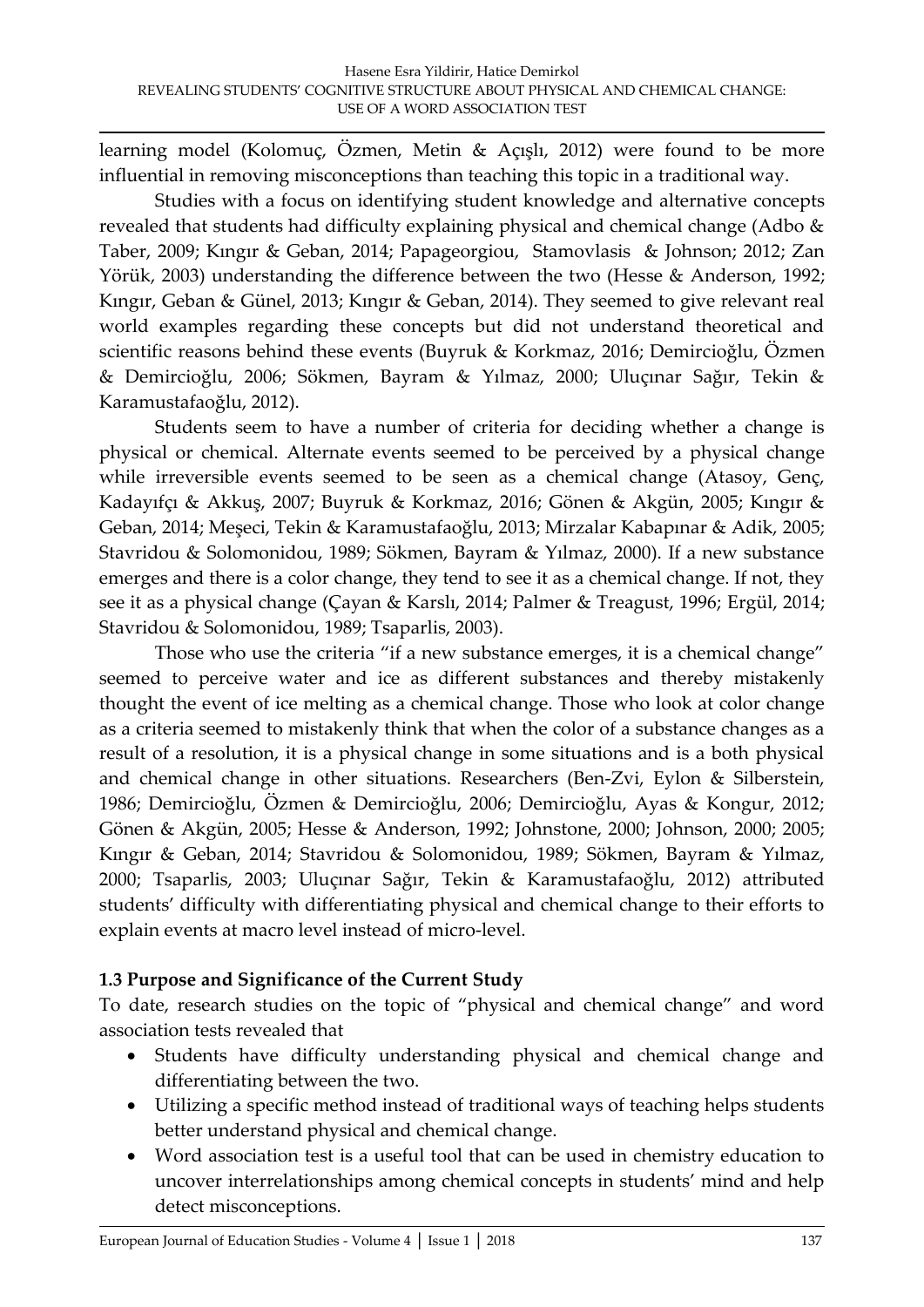learning model (Kolomuç, Özmen, Metin & Açışlı, 2012) were found to be more influential in removing misconceptions than teaching this topic in a traditional way.

Studies with a focus on identifying student knowledge and alternative concepts revealed that students had difficulty explaining physical and chemical change (Adbo & Taber, 2009; Kıngır & Geban, 2014; Papageorgiou, Stamovlasis & Johnson; 2012; Zan Yörük, 2003) understanding the difference between the two (Hesse & Anderson, 1992; Kıngır, Geban & Günel, 2013; Kıngır & Geban, 2014). They seemed to give relevant real world examples regarding these concepts but did not understand theoretical and scientific reasons behind these events (Buyruk & Korkmaz, 2016; Demircioğlu, Özmen & Demircioğlu, 2006; Sökmen, Bayram & Yılmaz, 2000; Uluçınar Sağır, Tekin & Karamustafaoğlu, 2012).

Students seem to have a number of criteria for deciding whether a change is physical or chemical. Alternate events seemed to be perceived by a physical change while irreversible events seemed to be seen as a chemical change (Atasoy, Genç, Kadayıfçı & Akkuş, 2007; Buyruk & Korkmaz, 2016; Gönen & Akgün, 2005; Kıngır & Geban, 2014; Meşeci, Tekin & Karamustafaoğlu, 2013; Mirzalar Kabapınar & Adik, 2005; Stavridou & Solomonidou, 1989; Sökmen, Bayram & Yılmaz, 2000). If a new substance emerges and there is a color change, they tend to see it as a chemical change. If not, they see it as a physical change (Çayan & Karslı, 2014; Palmer & Treagust, 1996; Ergül, 2014; Stavridou & Solomonidou, 1989; Tsaparlis, 2003).

Those who use the criteria "if a new substance emerges, it is a chemical change" seemed to perceive water and ice as different substances and thereby mistakenly thought the event of ice melting as a chemical change. Those who look at color change as a criteria seemed to mistakenly think that when the color of a substance changes as a result of a resolution, it is a physical change in some situations and is a both physical and chemical change in other situations. Researchers (Ben-Zvi, Eylon & Silberstein, 1986; Demircioğlu, Özmen & Demircioğlu, 2006; Demircioğlu, Ayas & Kongur, 2012; Gönen & Akgün, 2005; Hesse & Anderson, 1992; Johnstone, 2000; Johnson, 2000; 2005; Kıngır & Geban, 2014; Stavridou & Solomonidou, 1989; Sökmen, Bayram & Yılmaz, 2000; Tsaparlis, 2003; Uluçınar Sağır, Tekin & Karamustafaoğlu, 2012) attributed students' difficulty with differentiating physical and chemical change to their efforts to explain events at macro level instead of micro-level.

### 1.3 Purpose and Significance of the Current Study

To date, research studies on the topic of "physical and chemical change" and word association tests revealed that

- Students have difficulty understanding physical and chemical change and differentiating between the two.
- Utilizing a specific method instead of traditional ways of teaching helps students better understand physical and chemical change.
- Word association test is a useful tool that can be used in chemistry education to uncover interrelationships among chemical concepts in students' mind and help detect misconceptions.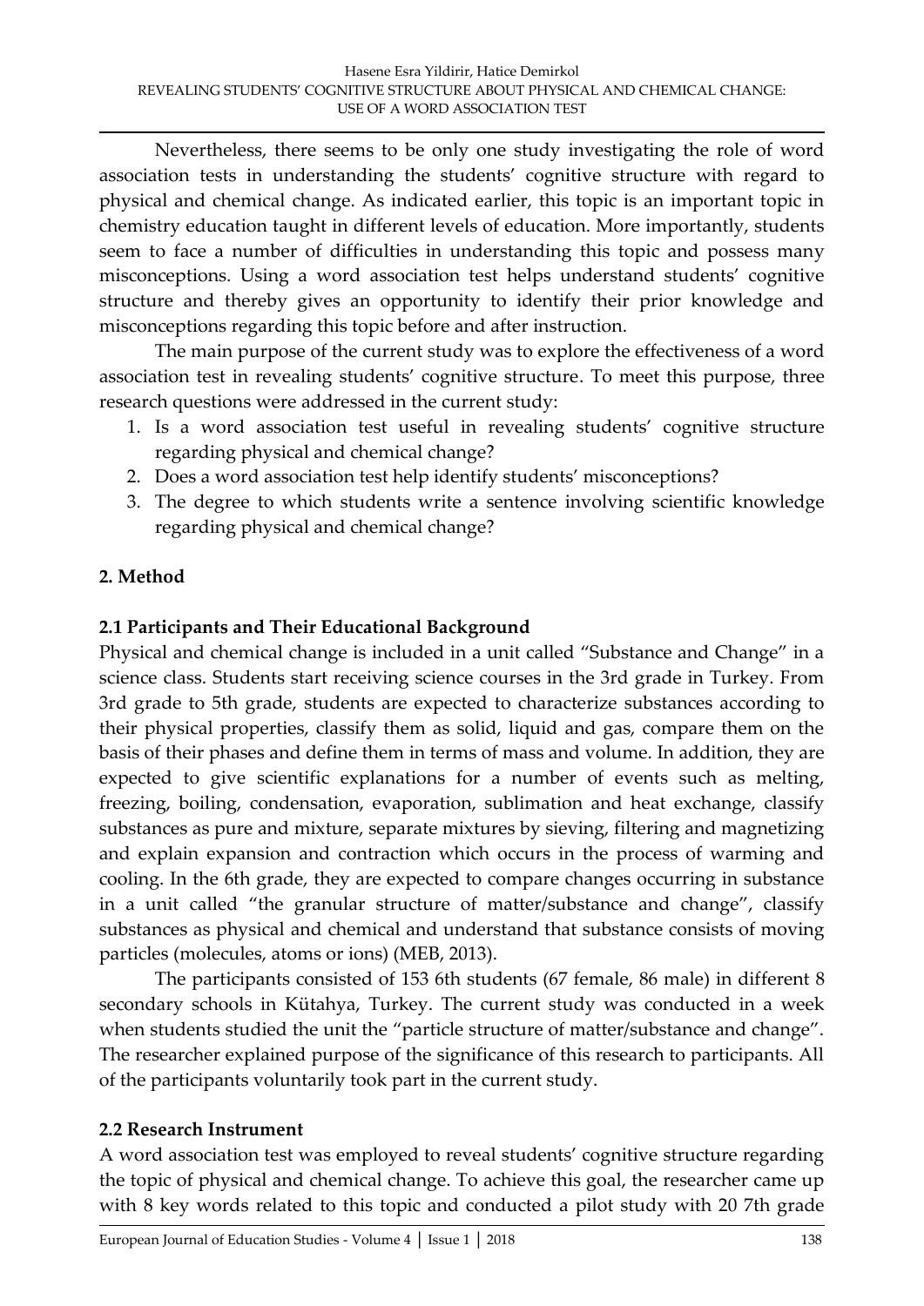Nevertheless, there seems to be only one study investigating the role of word association tests in understanding the students' cognitive structure with regard to physical and chemical change. As indicated earlier, this topic is an important topic in chemistry education taught in different levels of education. More importantly, students seem to face a number of difficulties in understanding this topic and possess many misconceptions. Using a word association test helps understand students' cognitive structure and thereby gives an opportunity to identify their prior knowledge and misconceptions regarding this topic before and after instruction.

The main purpose of the current study was to explore the effectiveness of a word association test in revealing students' cognitive structure. To meet this purpose, three research questions were addressed in the current study:

1. Is a word association test useful in revealing students' cognitive structure regarding physical and chemical change?
2. Does a word association test help identify students' misconceptions?
3. The degree to which students write a sentence involving scientific knowledge regarding physical and chemical change?

## 2. Method

### 2.1 Participants and Their Educational Background

Physical and chemical change is included in a unit called "Substance and Change" in a science class. Students start receiving science courses in the 3rd grade in Turkey. From 3rd grade to 5th grade, students are expected to characterize substances according to their physical properties, classify them as solid, liquid and gas, compare them on the basis of their phases and define them in terms of mass and volume. In addition, they are expected to give scientific explanations for a number of events such as melting, freezing, boiling, condensation, evaporation, sublimation and heat exchange, classify substances as pure and mixture, separate mixtures by sieving, filtering and magnetizing and explain expansion and contraction which occurs in the process of warming and cooling. In the 6th grade, they are expected to compare changes occurring in substance in a unit called "the granular structure of matter/substance and change", classify substances as physical and chemical and understand that substance consists of moving particles (molecules, atoms or ions) (MEB, 2013).

The participants consisted of 153 6th students (67 female, 86 male) in different 8 secondary schools in Kütahya, Turkey. The current study was conducted in a week when students studied the unit the "particle structure of matter/substance and change". The researcher explained purpose of the significance of this research to participants. All of the participants voluntarily took part in the current study.

### 2.2 Research Instrument

A word association test was employed to reveal students' cognitive structure regarding the topic of physical and chemical change. To achieve this goal, the researcher came up with 8 key words related to this topic and conducted a pilot study with 20 7th grade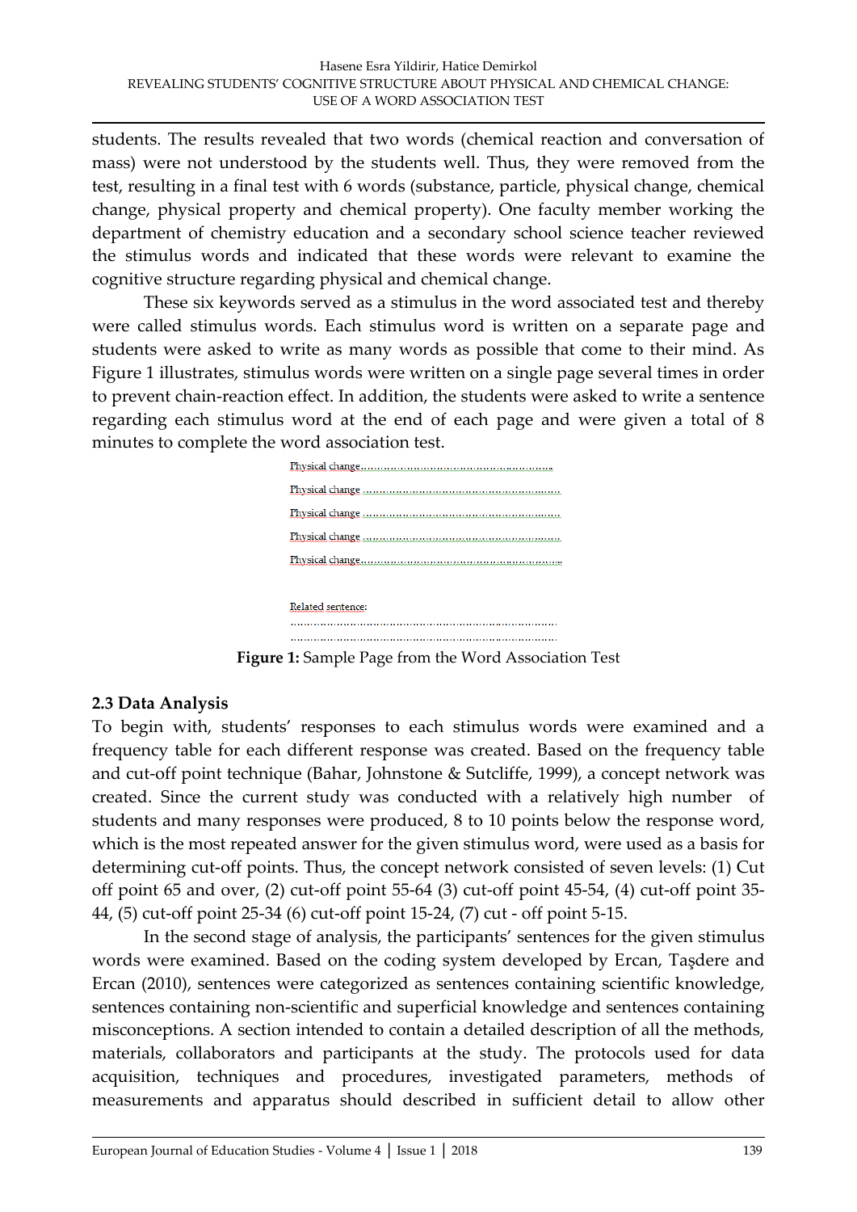students. The results revealed that two words (chemical reaction and conversation of mass) were not understood by the students well. Thus, they were removed from the test, resulting in a final test with 6 words (substance, particle, physical change, chemical change, physical property and chemical property). One faculty member working the department of chemistry education and a secondary school science teacher reviewed the stimulus words and indicated that these words were relevant to examine the cognitive structure regarding physical and chemical change.

These six keywords served as a stimulus in the word associated test and thereby were called stimulus words. Each stimulus word is written on a separate page and students were asked to write as many words as possible that come to their mind. As Figure 1 illustrates, stimulus words were written on a single page several times in order to prevent chain-reaction effect. In addition, the students were asked to write a sentence regarding each stimulus word at the end of each page and were given a total of 8 minutes to complete the word association test.

Physical change……………………………………………………

Physical change ……………………………………………………

Physical change ……………………………………………………

Physical change ……………………………………………………

Physical change……………………………………………………

Related sentence:
……………………………………………………………………
……………………………………………………………………

**Figure 1:** Sample Page from the Word Association Test

### 2.3 Data Analysis

To begin with, students' responses to each stimulus words were examined and a frequency table for each different response was created. Based on the frequency table and cut-off point technique (Bahar, Johnstone & Sutcliffe, 1999), a concept network was created. Since the current study was conducted with a relatively high number of students and many responses were produced, 8 to 10 points below the response word, which is the most repeated answer for the given stimulus word, were used as a basis for determining cut-off points. Thus, the concept network consisted of seven levels: (1) Cut off point 65 and over, (2) cut-off point 55-64 (3) cut-off point 45-54, (4) cut-off point 35-44, (5) cut-off point 25-34 (6) cut-off point 15-24, (7) cut - off point 5-15.

In the second stage of analysis, the participants' sentences for the given stimulus words were examined. Based on the coding system developed by Ercan, Taşdere and Ercan (2010), sentences were categorized as sentences containing scientific knowledge, sentences containing non-scientific and superficial knowledge and sentences containing misconceptions. A section intended to contain a detailed description of all the methods, materials, collaborators and participants at the study. The protocols used for data acquisition, techniques and procedures, investigated parameters, methods of measurements and apparatus should described in sufficient detail to allow other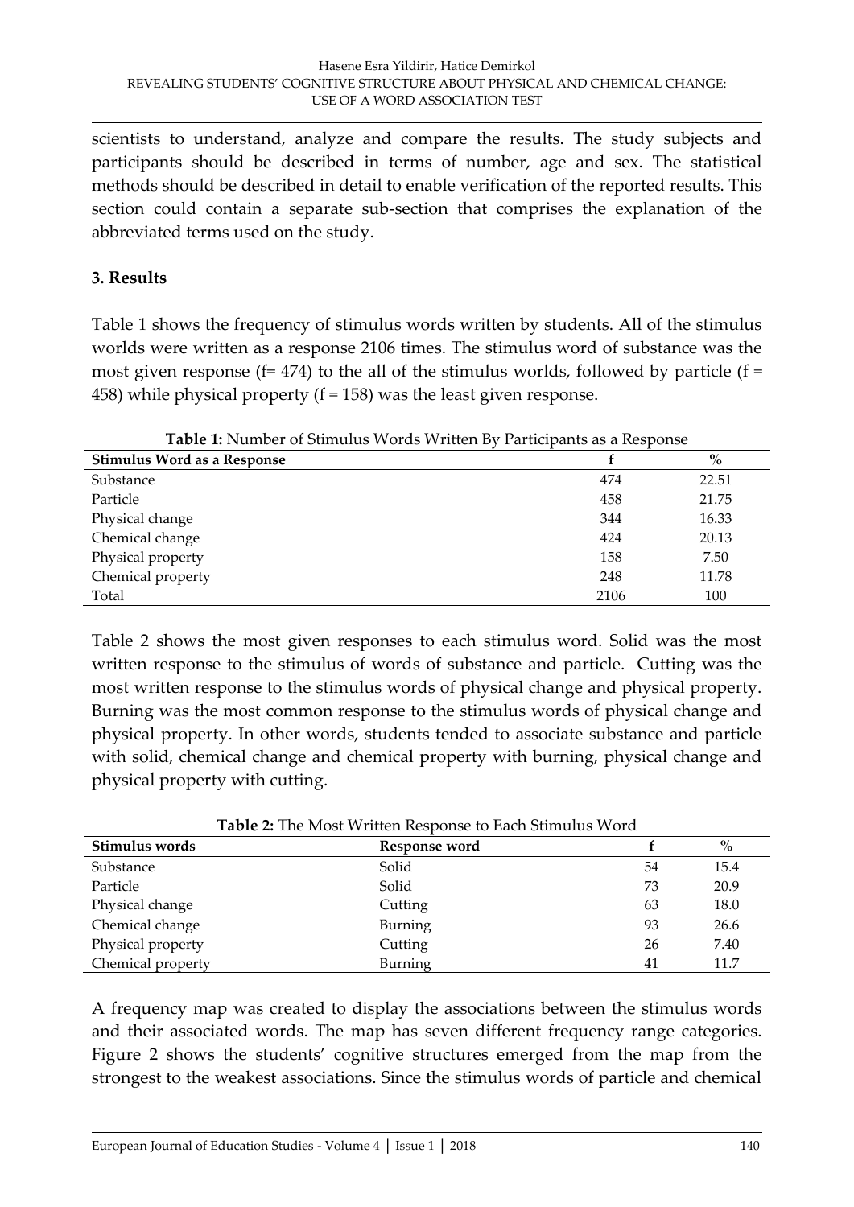scientists to understand, analyze and compare the results. The study subjects and participants should be described in terms of number, age and sex. The statistical methods should be described in detail to enable verification of the reported results. This section could contain a separate sub-section that comprises the explanation of the abbreviated terms used on the study.

## 3. Results

Table 1 shows the frequency of stimulus words written by students. All of the stimulus worlds were written as a response 2106 times. The stimulus word of substance was the most given response (f= 474) to the all of the stimulus worlds, followed by particle (f = 458) while physical property (f = 158) was the least given response.

**Table 1:** Number of Stimulus Words Written By Participants as a Response

| Stimulus Word as a Response | f | % |
|---|---|---|
| Substance | 474 | 22.51 |
| Particle | 458 | 21.75 |
| Physical change | 344 | 16.33 |
| Chemical change | 424 | 20.13 |
| Physical property | 158 | 7.50 |
| Chemical property | 248 | 11.78 |
| Total | 2106 | 100 |

Table 2 shows the most given responses to each stimulus word. Solid was the most written response to the stimulus of words of substance and particle. Cutting was the most written response to the stimulus words of physical change and physical property. Burning was the most common response to the stimulus words of physical change and physical property. In other words, students tended to associate substance and particle with solid, chemical change and chemical property with burning, physical change and physical property with cutting.

**Table 2:** The Most Written Response to Each Stimulus Word

| Stimulus words | Response word | f | % |
|---|---|---|---|
| Substance | Solid | 54 | 15.4 |
| Particle | Solid | 73 | 20.9 |
| Physical change | Cutting | 63 | 18.0 |
| Chemical change | Burning | 93 | 26.6 |
| Physical property | Cutting | 26 | 7.40 |
| Chemical property | Burning | 41 | 11.7 |

A frequency map was created to display the associations between the stimulus words and their associated words. The map has seven different frequency range categories. Figure 2 shows the students' cognitive structures emerged from the map from the strongest to the weakest associations. Since the stimulus words of particle and chemical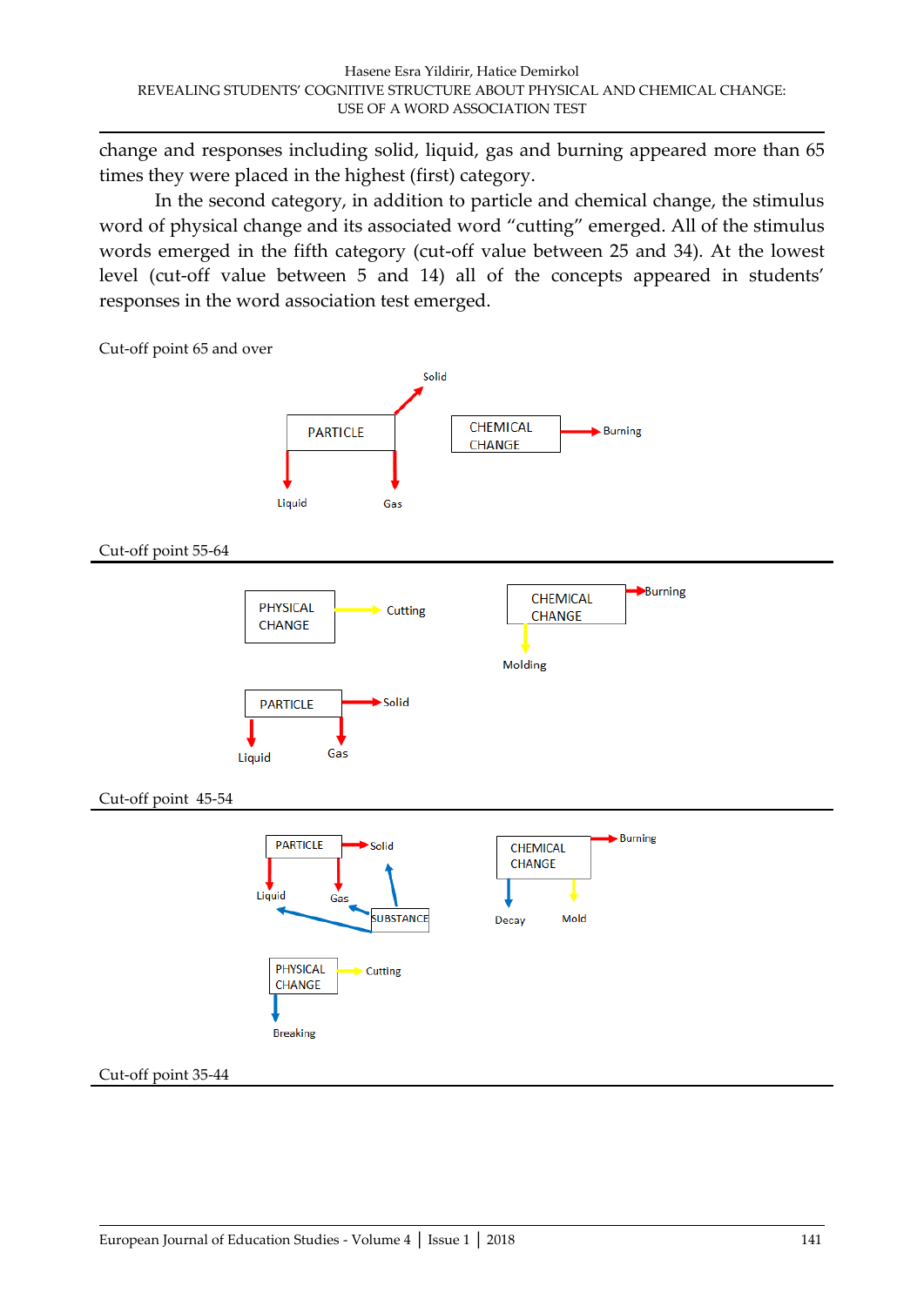change and responses including solid, liquid, gas and burning appeared more than 65 times they were placed in the highest (first) category.

In the second category, in addition to particle and chemical change, the stimulus word of physical change and its associated word "cutting" emerged. All of the stimulus words emerged in the fifth category (cut-off value between 25 and 34). At the lowest level (cut-off value between 5 and 14) all of the concepts appeared in students' responses in the word association test emerged.

Cut-off point 65 and over

PARTICLE → Solid, Liquid, Gas

CHEMICAL CHANGE → Burning

Cut-off point 55-64

PHYSICAL CHANGE → Cutting

CHEMICAL CHANGE → Burning, Molding

PARTICLE → Solid, Liquid, Gas

Cut-off point 45-54

PARTICLE → Solid, Liquid, Gas

SUBSTANCE → Solid, Liquid, Gas

CHEMICAL CHANGE → Burning, Decay, Mold

PHYSICAL CHANGE → Cutting, Breaking

Cut-off point 35-44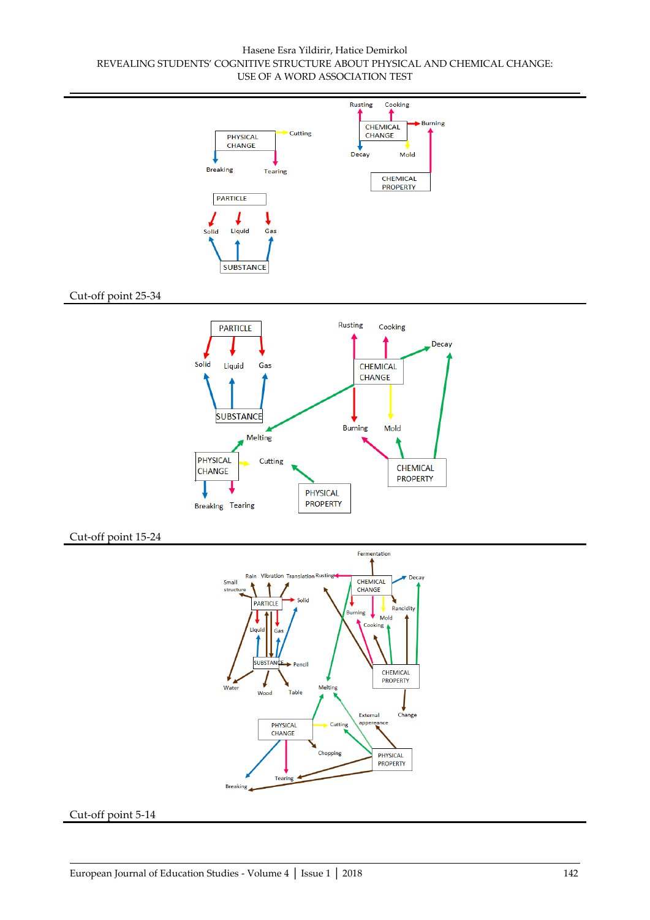Cut-off point 25-34

Cut-off point 15-24

Cut-off point 5-14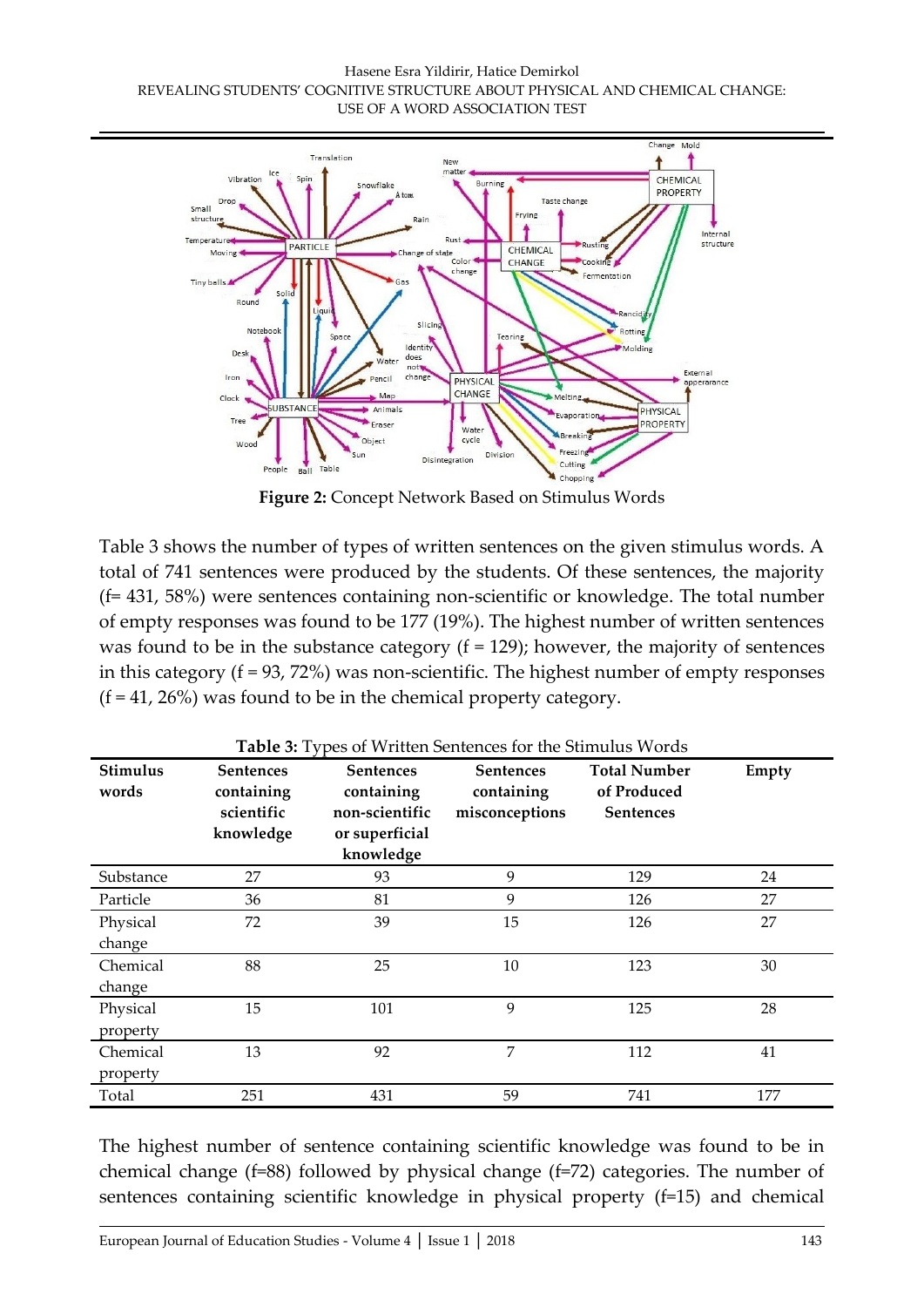**Figure 2:** Concept Network Based on Stimulus Words

Table 3 shows the number of types of written sentences on the given stimulus words. A total of 741 sentences were produced by the students. Of these sentences, the majority (f= 431, 58%) were sentences containing non-scientific or knowledge. The total number of empty responses was found to be 177 (19%). The highest number of written sentences was found to be in the substance category (f = 129); however, the majority of sentences in this category (f = 93, 72%) was non-scientific. The highest number of empty responses (f = 41, 26%) was found to be in the chemical property category.

**Table 3:** Types of Written Sentences for the Stimulus Words

| Stimulus words | Sentences containing scientific knowledge | Sentences containing non-scientific or superficial knowledge | Sentences containing misconceptions | Total Number of Produced Sentences | Empty |
|---|---|---|---|---|---|
| Substance | 27 | 93 | 9 | 129 | 24 |
| Particle | 36 | 81 | 9 | 126 | 27 |
| Physical change | 72 | 39 | 15 | 126 | 27 |
| Chemical change | 88 | 25 | 10 | 123 | 30 |
| Physical property | 15 | 101 | 9 | 125 | 28 |
| Chemical property | 13 | 92 | 7 | 112 | 41 |
| Total | 251 | 431 | 59 | 741 | 177 |

The highest number of sentence containing scientific knowledge was found to be in chemical change (f=88) followed by physical change (f=72) categories. The number of sentences containing scientific knowledge in physical property (f=15) and chemical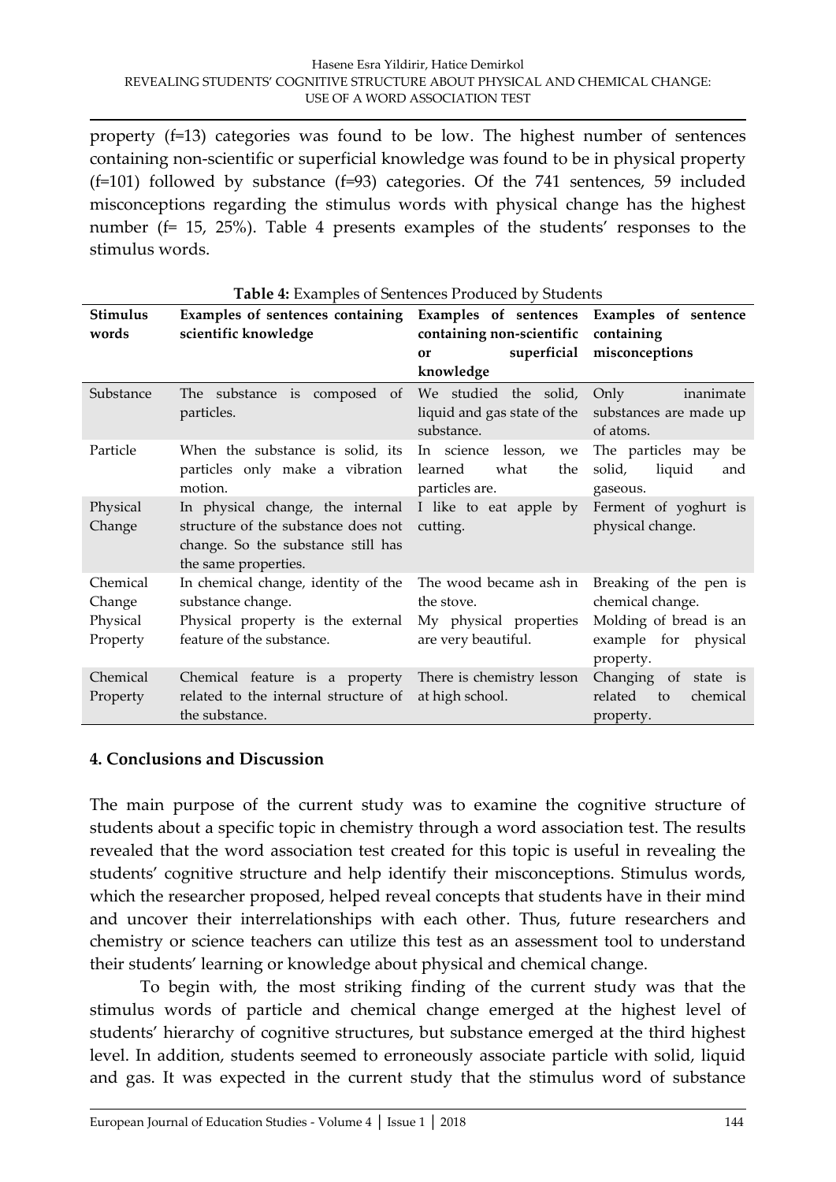property (f=13) categories was found to be low. The highest number of sentences containing non-scientific or superficial knowledge was found to be in physical property (f=101) followed by substance (f=93) categories. Of the 741 sentences, 59 included misconceptions regarding the stimulus words with physical change has the highest number (f= 15, 25%). Table 4 presents examples of the students' responses to the stimulus words.

**Table 4:** Examples of Sentences Produced by Students

| Stimulus words | Examples of sentences containing scientific knowledge | Examples of sentences containing non-scientific or superficial knowledge | Examples of sentence containing misconceptions |
|---|---|---|---|
| Substance | The substance is composed of particles. | We studied the solid, liquid and gas state of the substance. | Only inanimate substances are made up of atoms. |
| Particle | When the substance is solid, its particles only make a vibration motion. | In science lesson, we learned what the particles are. | The particles may be solid, liquid and gaseous. |
| Physical Change | In physical change, the internal structure of the substance does not change. So the substance still has the same properties. | I like to eat apple by cutting. | Ferment of yoghurt is physical change. |
| Chemical Change | In chemical change, identity of the substance change. | The wood became ash in the stove. | Breaking of the pen is chemical change. |
| Physical Property | Physical property is the external feature of the substance. | My physical properties are very beautiful. | Molding of bread is an example for physical property. |
| Chemical Property | Chemical feature is a property related to the internal structure of the substance. | There is chemistry lesson at high school. | Changing of state is related to chemical property. |

## 4. Conclusions and Discussion

The main purpose of the current study was to examine the cognitive structure of students about a specific topic in chemistry through a word association test. The results revealed that the word association test created for this topic is useful in revealing the students' cognitive structure and help identify their misconceptions. Stimulus words, which the researcher proposed, helped reveal concepts that students have in their mind and uncover their interrelationships with each other. Thus, future researchers and chemistry or science teachers can utilize this test as an assessment tool to understand their students' learning or knowledge about physical and chemical change.

To begin with, the most striking finding of the current study was that the stimulus words of particle and chemical change emerged at the highest level of students' hierarchy of cognitive structures, but substance emerged at the third highest level. In addition, students seemed to erroneously associate particle with solid, liquid and gas. It was expected in the current study that the stimulus word of substance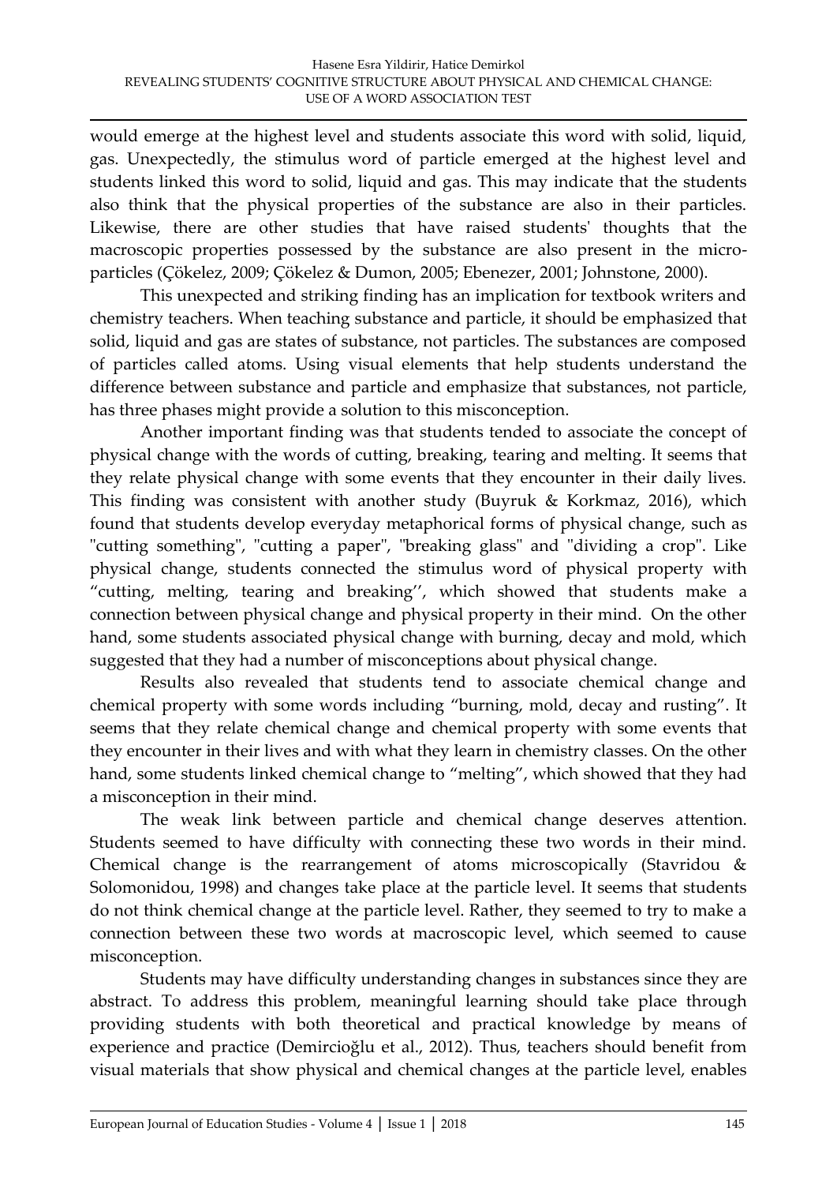would emerge at the highest level and students associate this word with solid, liquid, gas. Unexpectedly, the stimulus word of particle emerged at the highest level and students linked this word to solid, liquid and gas. This may indicate that the students also think that the physical properties of the substance are also in their particles. Likewise, there are other studies that have raised students' thoughts that the macroscopic properties possessed by the substance are also present in the micro-particles (Çökelez, 2009; Çökelez & Dumon, 2005; Ebenezer, 2001; Johnstone, 2000).

This unexpected and striking finding has an implication for textbook writers and chemistry teachers. When teaching substance and particle, it should be emphasized that solid, liquid and gas are states of substance, not particles. The substances are composed of particles called atoms. Using visual elements that help students understand the difference between substance and particle and emphasize that substances, not particle, has three phases might provide a solution to this misconception.

Another important finding was that students tended to associate the concept of physical change with the words of cutting, breaking, tearing and melting. It seems that they relate physical change with some events that they encounter in their daily lives. This finding was consistent with another study (Buyruk & Korkmaz, 2016), which found that students develop everyday metaphorical forms of physical change, such as "cutting something", "cutting a paper", "breaking glass" and "dividing a crop". Like physical change, students connected the stimulus word of physical property with "cutting, melting, tearing and breaking'', which showed that students make a connection between physical change and physical property in their mind. On the other hand, some students associated physical change with burning, decay and mold, which suggested that they had a number of misconceptions about physical change.

Results also revealed that students tend to associate chemical change and chemical property with some words including "burning, mold, decay and rusting". It seems that they relate chemical change and chemical property with some events that they encounter in their lives and with what they learn in chemistry classes. On the other hand, some students linked chemical change to "melting", which showed that they had a misconception in their mind.

The weak link between particle and chemical change deserves attention. Students seemed to have difficulty with connecting these two words in their mind. Chemical change is the rearrangement of atoms microscopically (Stavridou & Solomonidou, 1998) and changes take place at the particle level. It seems that students do not think chemical change at the particle level. Rather, they seemed to try to make a connection between these two words at macroscopic level, which seemed to cause misconception.

Students may have difficulty understanding changes in substances since they are abstract. To address this problem, meaningful learning should take place through providing students with both theoretical and practical knowledge by means of experience and practice (Demircioğlu et al., 2012). Thus, teachers should benefit from visual materials that show physical and chemical changes at the particle level, enables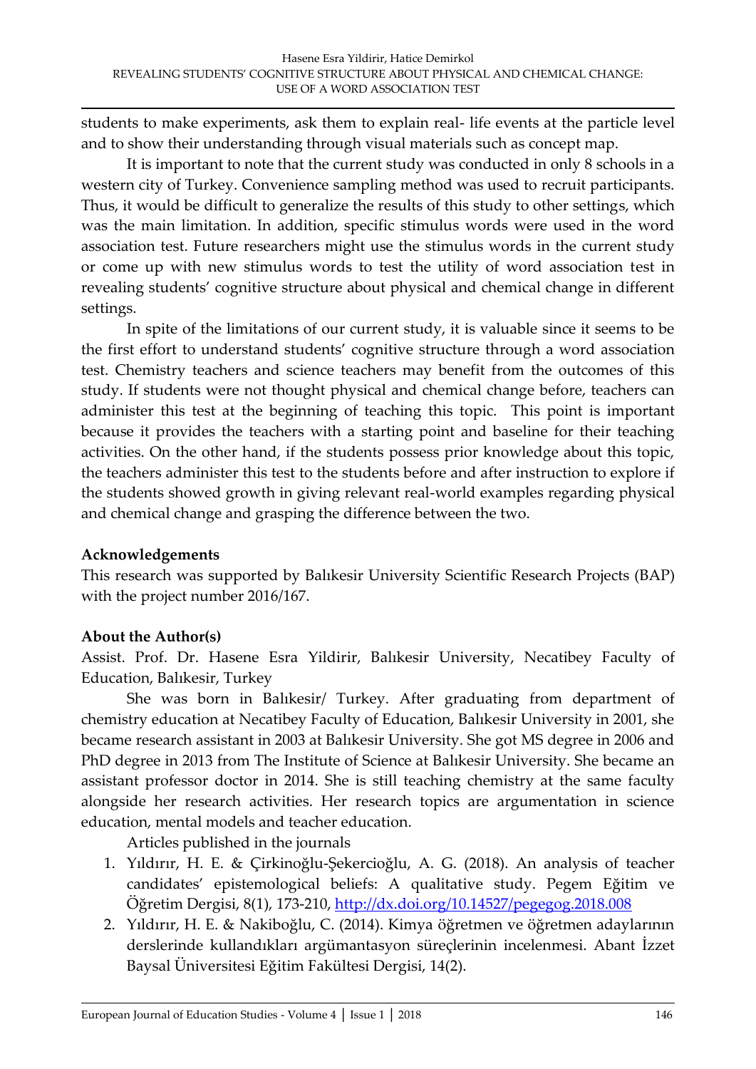students to make experiments, ask them to explain real- life events at the particle level and to show their understanding through visual materials such as concept map.

It is important to note that the current study was conducted in only 8 schools in a western city of Turkey. Convenience sampling method was used to recruit participants. Thus, it would be difficult to generalize the results of this study to other settings, which was the main limitation. In addition, specific stimulus words were used in the word association test. Future researchers might use the stimulus words in the current study or come up with new stimulus words to test the utility of word association test in revealing students' cognitive structure about physical and chemical change in different settings.

In spite of the limitations of our current study, it is valuable since it seems to be the first effort to understand students' cognitive structure through a word association test. Chemistry teachers and science teachers may benefit from the outcomes of this study. If students were not thought physical and chemical change before, teachers can administer this test at the beginning of teaching this topic. This point is important because it provides the teachers with a starting point and baseline for their teaching activities. On the other hand, if the students possess prior knowledge about this topic, the teachers administer this test to the students before and after instruction to explore if the students showed growth in giving relevant real-world examples regarding physical and chemical change and grasping the difference between the two.

**Acknowledgements**

This research was supported by Balıkesir University Scientific Research Projects (BAP) with the project number 2016/167.

**About the Author(s)**

Assist. Prof. Dr. Hasene Esra Yildirir, Balıkesir University, Necatibey Faculty of Education, Balıkesir, Turkey

She was born in Balıkesir/ Turkey. After graduating from department of chemistry education at Necatibey Faculty of Education, Balıkesir University in 2001, she became research assistant in 2003 at Balıkesir University. She got MS degree in 2006 and PhD degree in 2013 from The Institute of Science at Balıkesir University. She became an assistant professor doctor in 2014. She is still teaching chemistry at the same faculty alongside her research activities. Her research topics are argumentation in science education, mental models and teacher education.

Articles published in the journals

1. Yıldırır, H. E. & Çirkinoğlu-Şekercioğlu, A. G. (2018). An analysis of teacher candidates' epistemological beliefs: A qualitative study. Pegem Eğitim ve Öğretim Dergisi, 8(1), 173-210, http://dx.doi.org/10.14527/pegegog.2018.008
2. Yıldırır, H. E. & Nakiboğlu, C. (2014). Kimya öğretmen ve öğretmen adaylarının derslerinde kullandıkları argümantasyon süreçlerinin incelenmesi. Abant İzzet Baysal Üniversitesi Eğitim Fakültesi Dergisi, 14(2).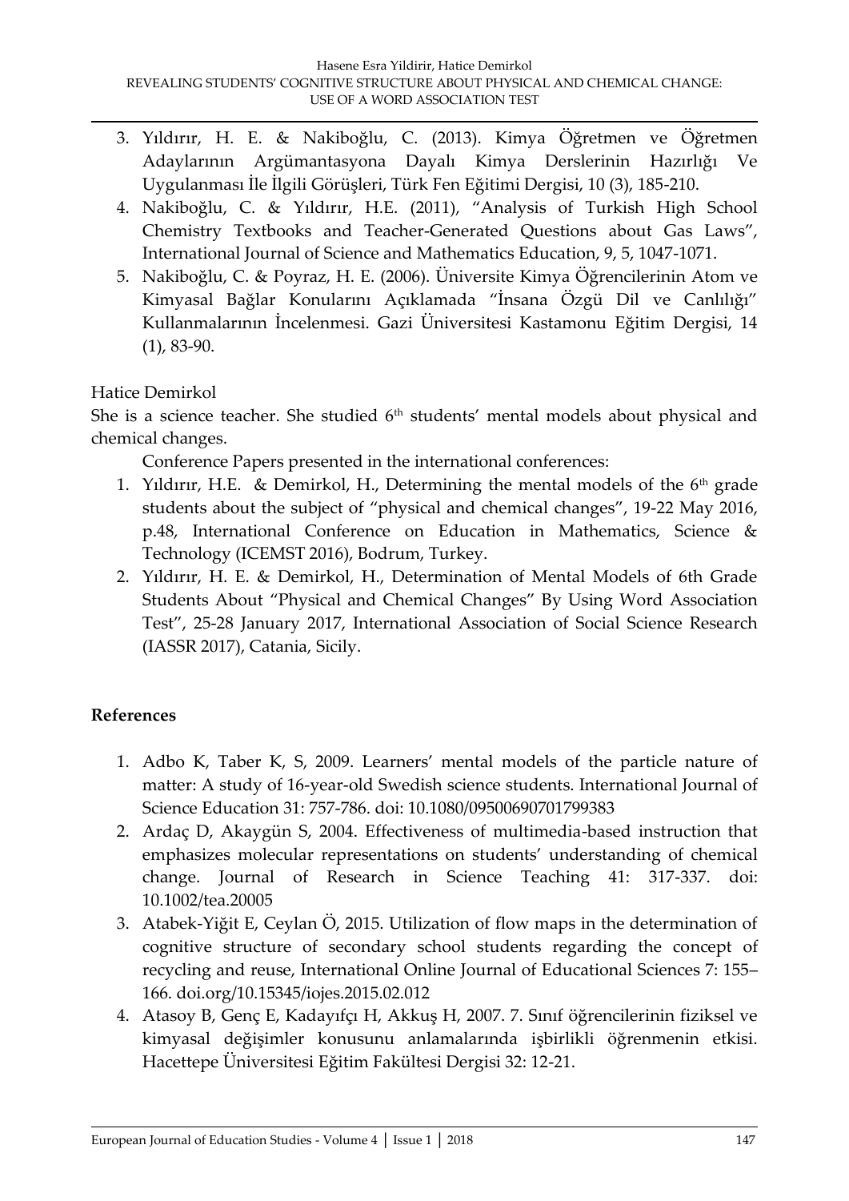3. Yıldırır, H. E. & Nakiboğlu, C. (2013). Kimya Öğretmen ve Öğretmen Adaylarının Argümantasyona Dayalı Kimya Derslerinin Hazırlığı Ve Uygulanması İle İlgili Görüşleri, Türk Fen Eğitimi Dergisi, 10 (3), 185-210.
4. Nakiboğlu, C. & Yıldırır, H.E. (2011), "Analysis of Turkish High School Chemistry Textbooks and Teacher-Generated Questions about Gas Laws", International Journal of Science and Mathematics Education, 9, 5, 1047-1071.
5. Nakiboğlu, C. & Poyraz, H. E. (2006). Üniversite Kimya Öğrencilerinin Atom ve Kimyasal Bağlar Konularını Açıklamada "İnsana Özgü Dil ve Canlılığı" Kullanmalarının İncelenmesi. Gazi Üniversitesi Kastamonu Eğitim Dergisi, 14 (1), 83-90.

Hatice Demirkol

She is a science teacher. She studied 6th students' mental models about physical and chemical changes.

Conference Papers presented in the international conferences:

1. Yıldırır, H.E. & Demirkol, H., Determining the mental models of the 6th grade students about the subject of "physical and chemical changes", 19-22 May 2016, p.48, International Conference on Education in Mathematics, Science & Technology (ICEMST 2016), Bodrum, Turkey.
2. Yıldırır, H. E. & Demirkol, H., Determination of Mental Models of 6th Grade Students About "Physical and Chemical Changes" By Using Word Association Test", 25-28 January 2017, International Association of Social Science Research (IASSR 2017), Catania, Sicily.

## References

1. Adbo K, Taber K, S, 2009. Learners' mental models of the particle nature of matter: A study of 16-year-old Swedish science students. International Journal of Science Education 31: 757-786. doi: 10.1080/09500690701799383
2. Ardaç D, Akaygün S, 2004. Effectiveness of multimedia-based instruction that emphasizes molecular representations on students' understanding of chemical change. Journal of Research in Science Teaching 41: 317-337. doi: 10.1002/tea.20005
3. Atabek-Yiğit E, Ceylan Ö, 2015. Utilization of flow maps in the determination of cognitive structure of secondary school students regarding the concept of recycling and reuse, International Online Journal of Educational Sciences 7: 155–166. doi.org/10.15345/iojes.2015.02.012
4. Atasoy B, Genç E, Kadayıfçı H, Akkuş H, 2007. 7. Sınıf öğrencilerinin fiziksel ve kimyasal değişimler konusunu anlamalarında işbirlikli öğrenmenin etkisi. Hacettepe Üniversitesi Eğitim Fakültesi Dergisi 32: 12-21.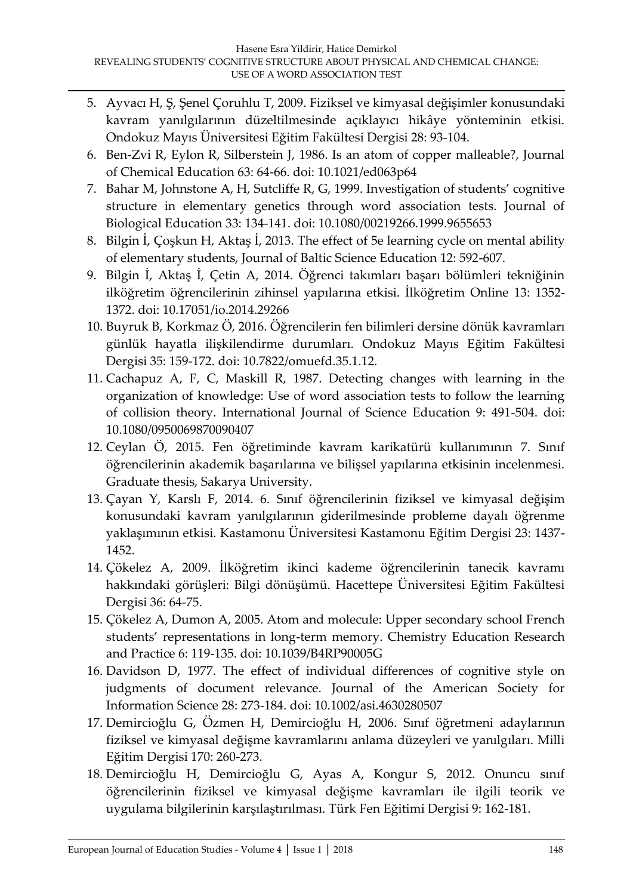5. Ayvacı H, Ş, Şenel Çoruhlu T, 2009. Fiziksel ve kimyasal değişimler konusundaki kavram yanılgılarının düzeltilmesinde açıklayıcı hikâye yönteminin etkisi. Ondokuz Mayıs Üniversitesi Eğitim Fakültesi Dergisi 28: 93-104.
6. Ben-Zvi R, Eylon R, Silberstein J, 1986. Is an atom of copper malleable?, Journal of Chemical Education 63: 64-66. doi: 10.1021/ed063p64
7. Bahar M, Johnstone A, H, Sutcliffe R, G, 1999. Investigation of students' cognitive structure in elementary genetics through word association tests. Journal of Biological Education 33: 134-141. doi: 10.1080/00219266.1999.9655653
8. Bilgin İ, Çoşkun H, Aktaş İ, 2013. The effect of 5e learning cycle on mental ability of elementary students, Journal of Baltic Science Education 12: 592-607.
9. Bilgin İ, Aktaş İ, Çetin A, 2014. Öğrenci takımları başarı bölümleri tekniğinin ilköğretim öğrencilerinin zihinsel yapılarına etkisi. İlköğretim Online 13: 1352-1372. doi: 10.17051/io.2014.29266
10. Buyruk B, Korkmaz Ö, 2016. Öğrencilerin fen bilimleri dersine dönük kavramları günlük hayatla ilişkilendirme durumları. Ondokuz Mayıs Eğitim Fakültesi Dergisi 35: 159-172. doi: 10.7822/omuefd.35.1.12.
11. Cachapuz A, F, C, Maskill R, 1987. Detecting changes with learning in the organization of knowledge: Use of word association tests to follow the learning of collision theory. International Journal of Science Education 9: 491-504. doi: 10.1080/0950069870090407
12. Ceylan Ö, 2015. Fen öğretiminde kavram karikatürü kullanımının 7. Sınıf öğrencilerinin akademik başarılarına ve bilişsel yapılarına etkisinin incelenmesi. Graduate thesis, Sakarya University.
13. Çayan Y, Karslı F, 2014. 6. Sınıf öğrencilerinin fiziksel ve kimyasal değişim konusundaki kavram yanılgılarının giderilmesinde probleme dayalı öğrenme yaklaşımının etkisi. Kastamonu Üniversitesi Kastamonu Eğitim Dergisi 23: 1437-1452.
14. Çökelez A, 2009. İlköğretim ikinci kademe öğrencilerinin tanecik kavramı hakkındaki görüşleri: Bilgi dönüşümü. Hacettepe Üniversitesi Eğitim Fakültesi Dergisi 36: 64-75.
15. Çökelez A, Dumon A, 2005. Atom and molecule: Upper secondary school French students' representations in long-term memory. Chemistry Education Research and Practice 6: 119-135. doi: 10.1039/B4RP90005G
16. Davidson D, 1977. The effect of individual differences of cognitive style on judgments of document relevance. Journal of the American Society for Information Science 28: 273-184. doi: 10.1002/asi.4630280507
17. Demircioğlu G, Özmen H, Demircioğlu H, 2006. Sınıf öğretmeni adaylarının fiziksel ve kimyasal değişme kavramlarını anlama düzeyleri ve yanılgıları. Milli Eğitim Dergisi 170: 260-273.
18. Demircioğlu H, Demircioğlu G, Ayas A, Kongur S, 2012. Onuncu sınıf öğrencilerinin fiziksel ve kimyasal değişme kavramları ile ilgili teorik ve uygulama bilgilerinin karşılaştırılması. Türk Fen Eğitimi Dergisi 9: 162-181.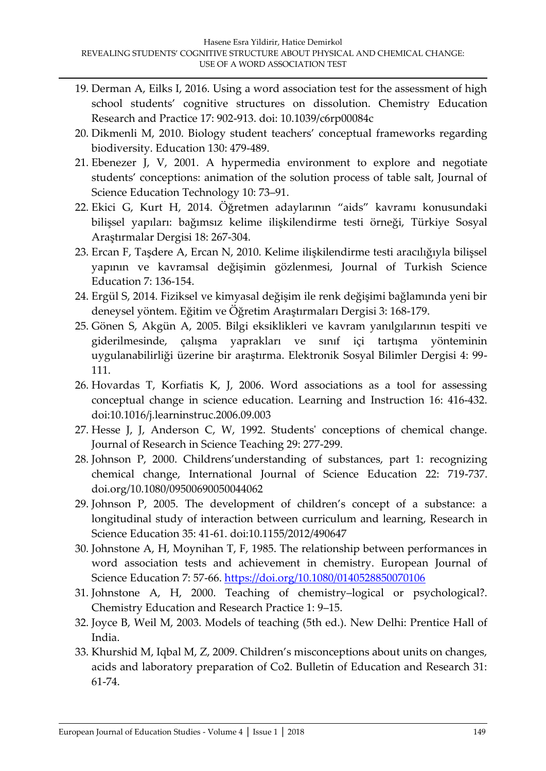19. Derman A, Eilks I, 2016. Using a word association test for the assessment of high school students' cognitive structures on dissolution. Chemistry Education Research and Practice 17: 902-913. doi: 10.1039/c6rp00084c
20. Dikmenli M, 2010. Biology student teachers' conceptual frameworks regarding biodiversity. Education 130: 479-489.
21. Ebenezer J, V, 2001. A hypermedia environment to explore and negotiate students' conceptions: animation of the solution process of table salt, Journal of Science Education Technology 10: 73–91.
22. Ekici G, Kurt H, 2014. Öğretmen adaylarının "aids" kavramı konusundaki bilişsel yapıları: bağımsız kelime ilişkilendirme testi örneği, Türkiye Sosyal Araştırmalar Dergisi 18: 267-304.
23. Ercan F, Taşdere A, Ercan N, 2010. Kelime ilişkilendirme testi aracılığıyla bilişsel yapının ve kavramsal değişimin gözlenmesi, Journal of Turkish Science Education 7: 136-154.
24. Ergül S, 2014. Fiziksel ve kimyasal değişim ile renk değişimi bağlamında yeni bir deneysel yöntem. Eğitim ve Öğretim Araştırmaları Dergisi 3: 168-179.
25. Gönen S, Akgün A, 2005. Bilgi eksiklikleri ve kavram yanılgılarının tespiti ve giderilmesinde, çalışma yaprakları ve sınıf içi tartışma yönteminin uygulanabilirliği üzerine bir araştırma. Elektronik Sosyal Bilimler Dergisi 4: 99-111.
26. Hovardas T, Korfiatis K, J, 2006. Word associations as a tool for assessing conceptual change in science education. Learning and Instruction 16: 416-432. doi:10.1016/j.learninstruc.2006.09.003
27. Hesse J, J, Anderson C, W, 1992. Students' conceptions of chemical change. Journal of Research in Science Teaching 29: 277-299.
28. Johnson P, 2000. Childrens'understanding of substances, part 1: recognizing chemical change, International Journal of Science Education 22: 719-737. doi.org/10.1080/09500690050044062
29. Johnson P, 2005. The development of children's concept of a substance: a longitudinal study of interaction between curriculum and learning, Research in Science Education 35: 41-61. doi:10.1155/2012/490647
30. Johnstone A, H, Moynihan T, F, 1985. The relationship between performances in word association tests and achievement in chemistry. European Journal of Science Education 7: 57-66. https://doi.org/10.1080/0140528850070106
31. Johnstone A, H, 2000. Teaching of chemistry–logical or psychological?. Chemistry Education and Research Practice 1: 9–15.
32. Joyce B, Weil M, 2003. Models of teaching (5th ed.). New Delhi: Prentice Hall of India.
33. Khurshid M, Iqbal M, Z, 2009. Children's misconceptions about units on changes, acids and laboratory preparation of Co2. Bulletin of Education and Research 31: 61-74.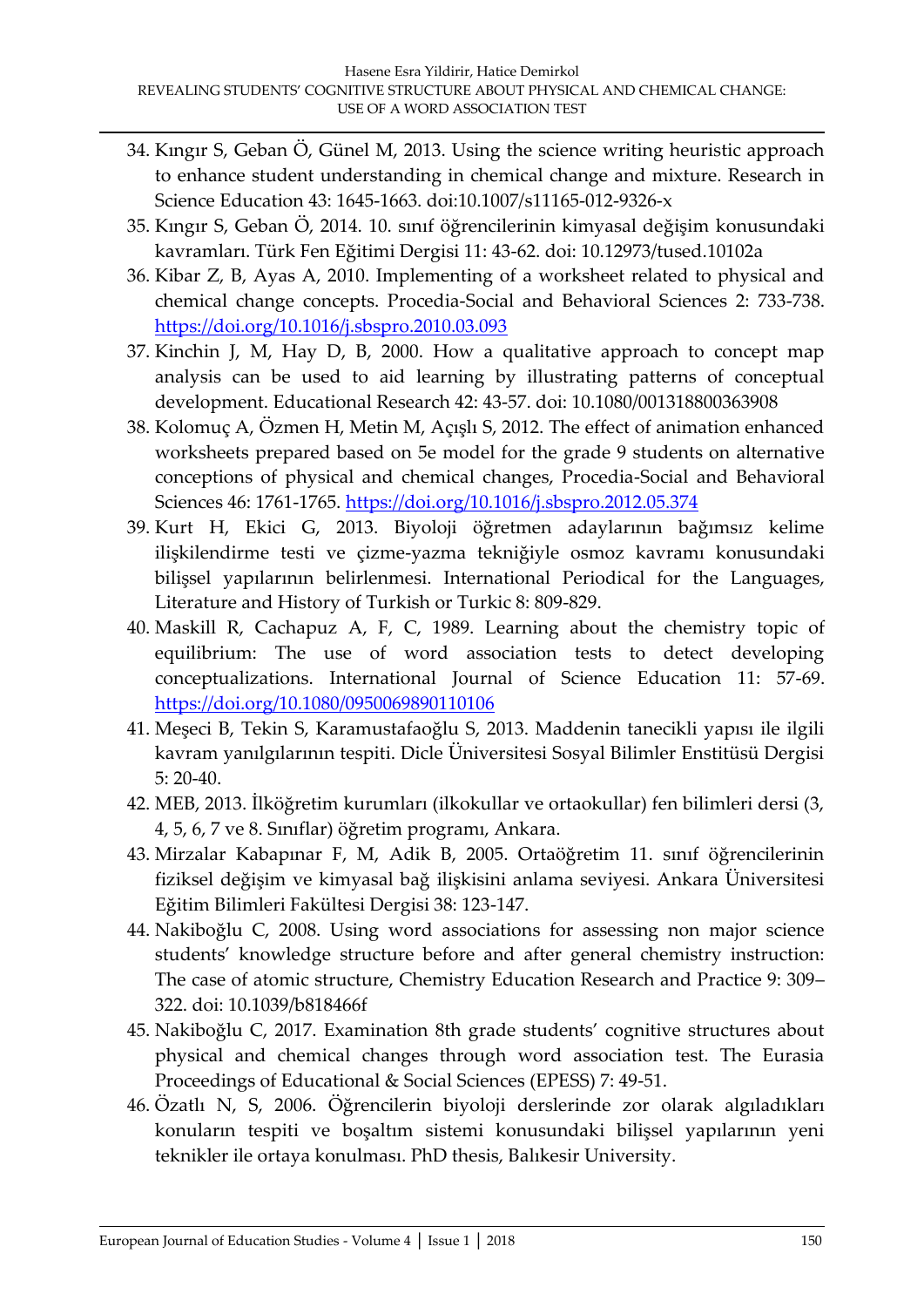34. Kıngır S, Geban Ö, Günel M, 2013. Using the science writing heuristic approach to enhance student understanding in chemical change and mixture. Research in Science Education 43: 1645-1663. doi:10.1007/s11165-012-9326-x
35. Kıngır S, Geban Ö, 2014. 10. sınıf öğrencilerinin kimyasal değişim konusundaki kavramları. Türk Fen Eğitimi Dergisi 11: 43-62. doi: 10.12973/tused.10102a
36. Kibar Z, B, Ayas A, 2010. Implementing of a worksheet related to physical and chemical change concepts. Procedia-Social and Behavioral Sciences 2: 733-738. https://doi.org/10.1016/j.sbspro.2010.03.093
37. Kinchin J, M, Hay D, B, 2000. How a qualitative approach to concept map analysis can be used to aid learning by illustrating patterns of conceptual development. Educational Research 42: 43-57. doi: 10.1080/001318800363908
38. Kolomuç A, Özmen H, Metin M, Açışlı S, 2012. The effect of animation enhanced worksheets prepared based on 5e model for the grade 9 students on alternative conceptions of physical and chemical changes, Procedia-Social and Behavioral Sciences 46: 1761-1765. https://doi.org/10.1016/j.sbspro.2012.05.374
39. Kurt H, Ekici G, 2013. Biyoloji öğretmen adaylarının bağımsız kelime ilişkilendirme testi ve çizme-yazma tekniğiyle osmoz kavramı konusundaki bilişsel yapılarının belirlenmesi. International Periodical for the Languages, Literature and History of Turkish or Turkic 8: 809-829.
40. Maskill R, Cachapuz A, F, C, 1989. Learning about the chemistry topic of equilibrium: The use of word association tests to detect developing conceptualizations. International Journal of Science Education 11: 57-69. https://doi.org/10.1080/0950069890110106
41. Meşeci B, Tekin S, Karamustafaoğlu S, 2013. Maddenin tanecikli yapısı ile ilgili kavram yanılgılarının tespiti. Dicle Üniversitesi Sosyal Bilimler Enstitüsü Dergisi 5: 20-40.
42. MEB, 2013. İlköğretim kurumları (ilkokullar ve ortaokullar) fen bilimleri dersi (3, 4, 5, 6, 7 ve 8. Sınıflar) öğretim programı, Ankara.
43. Mirzalar Kabapınar F, M, Adik B, 2005. Ortaöğretim 11. sınıf öğrencilerinin fiziksel değişim ve kimyasal bağ ilişkisini anlama seviyesi. Ankara Üniversitesi Eğitim Bilimleri Fakültesi Dergisi 38: 123-147.
44. Nakiboğlu C, 2008. Using word associations for assessing non major science students' knowledge structure before and after general chemistry instruction: The case of atomic structure, Chemistry Education Research and Practice 9: 309–322. doi: 10.1039/b818466f
45. Nakiboğlu C, 2017. Examination 8th grade students' cognitive structures about physical and chemical changes through word association test. The Eurasia Proceedings of Educational & Social Sciences (EPESS) 7: 49-51.
46. Özatlı N, S, 2006. Öğrencilerin biyoloji derslerinde zor olarak algıladıkları konuların tespiti ve boşaltım sistemi konusundaki bilişsel yapılarının yeni teknikler ile ortaya konulması. PhD thesis, Balıkesir University.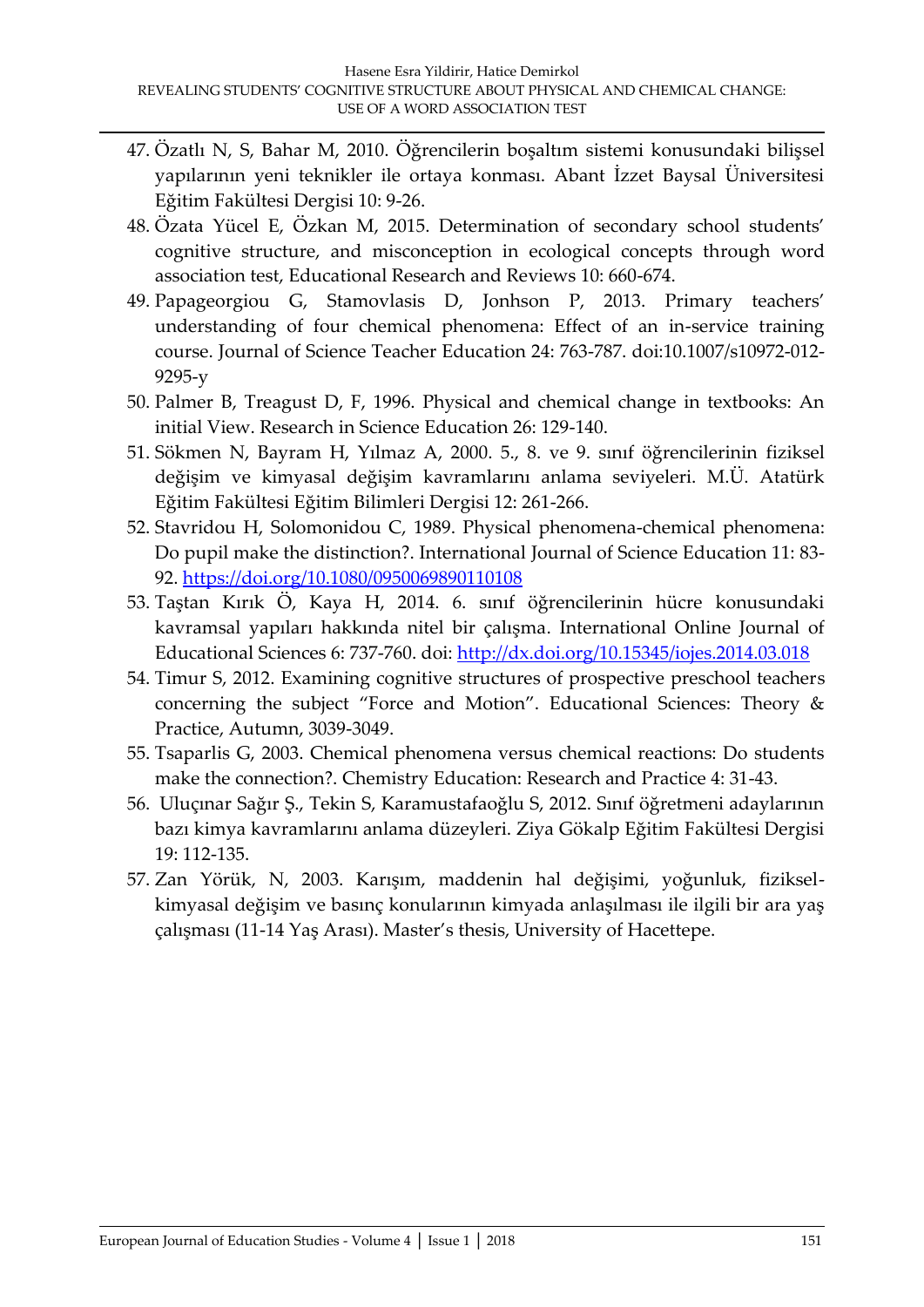47. Özatlı N, S, Bahar M, 2010. Öğrencilerin boşaltım sistemi konusundaki bilişsel yapılarının yeni teknikler ile ortaya konması. Abant İzzet Baysal Üniversitesi Eğitim Fakültesi Dergisi 10: 9-26.
48. Özata Yücel E, Özkan M, 2015. Determination of secondary school students' cognitive structure, and misconception in ecological concepts through word association test, Educational Research and Reviews 10: 660-674.
49. Papageorgiou G, Stamovlasis D, Jonhson P, 2013. Primary teachers' understanding of four chemical phenomena: Effect of an in-service training course. Journal of Science Teacher Education 24: 763-787. doi:10.1007/s10972-012-9295-y
50. Palmer B, Treagust D, F, 1996. Physical and chemical change in textbooks: An initial View. Research in Science Education 26: 129-140.
51. Sökmen N, Bayram H, Yılmaz A, 2000. 5., 8. ve 9. sınıf öğrencilerinin fiziksel değişim ve kimyasal değişim kavramlarını anlama seviyeleri. M.Ü. Atatürk Eğitim Fakültesi Eğitim Bilimleri Dergisi 12: 261-266.
52. Stavridou H, Solomonidou C, 1989. Physical phenomena-chemical phenomena: Do pupil make the distinction?. International Journal of Science Education 11: 83-92. https://doi.org/10.1080/0950069890110108
53. Taştan Kırık Ö, Kaya H, 2014. 6. sınıf öğrencilerinin hücre konusundaki kavramsal yapıları hakkında nitel bir çalışma. International Online Journal of Educational Sciences 6: 737-760. doi: http://dx.doi.org/10.15345/iojes.2014.03.018
54. Timur S, 2012. Examining cognitive structures of prospective preschool teachers concerning the subject "Force and Motion". Educational Sciences: Theory & Practice, Autumn, 3039-3049.
55. Tsaparlis G, 2003. Chemical phenomena versus chemical reactions: Do students make the connection?. Chemistry Education: Research and Practice 4: 31-43.
56. Uluçınar Sağır Ş., Tekin S, Karamustafaoğlu S, 2012. Sınıf öğretmeni adaylarının bazı kimya kavramlarını anlama düzeyleri. Ziya Gökalp Eğitim Fakültesi Dergisi 19: 112-135.
57. Zan Yörük, N, 2003. Karışım, maddenin hal değişimi, yoğunluk, fiziksel-kimyasal değişim ve basınç konularının kimyada anlaşılması ile ilgili bir ara yaş çalışması (11-14 Yaş Arası). Master's thesis, University of Hacettepe.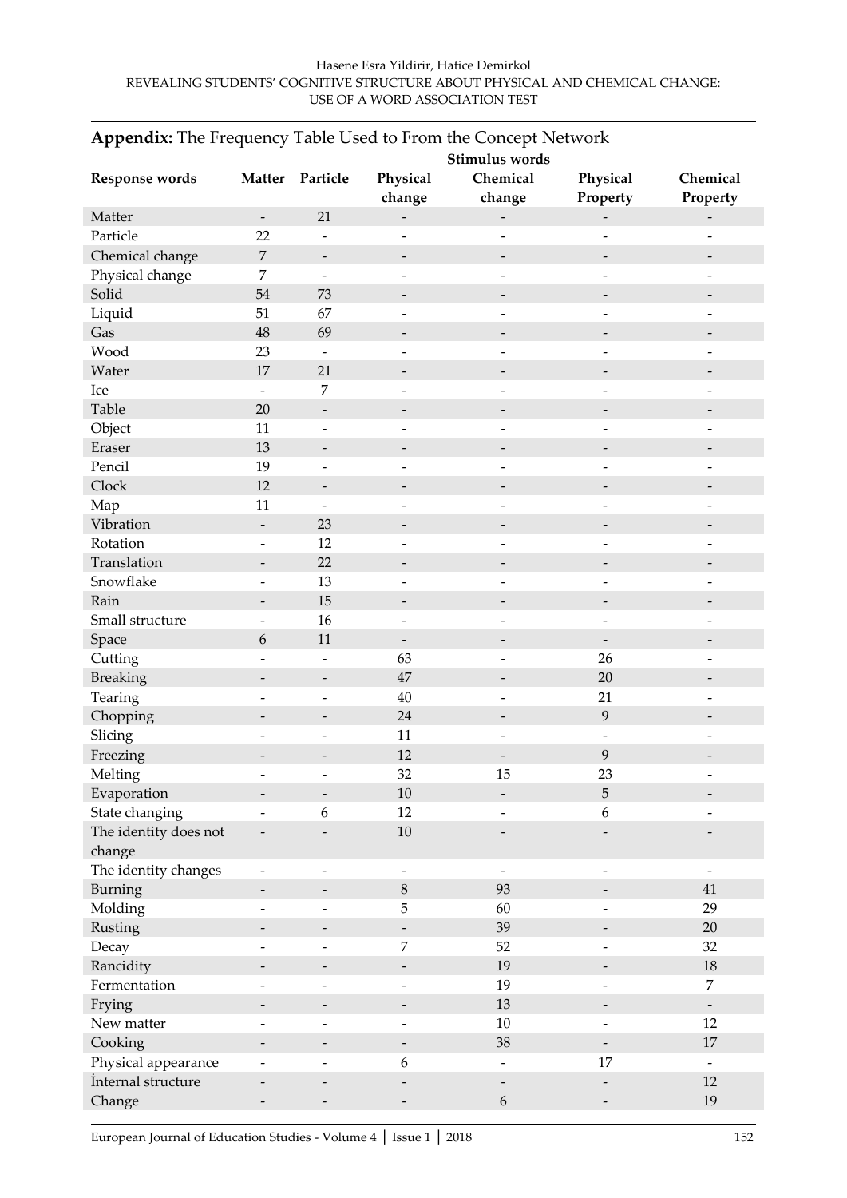## Appendix: The Frequency Table Used to From the Concept Network

| Response words | Stimulus words | | | | | |
|---|---|---|---|---|---|---|
| | Matter | Particle | Physical change | Chemical change | Physical Property | Chemical Property |
| Matter | - | 21 | - | - | - | - |
| Particle | 22 | - | - | - | - | - |
| Chemical change | 7 | - | - | - | - | - |
| Physical change | 7 | - | - | - | - | - |
| Solid | 54 | 73 | - | - | - | - |
| Liquid | 51 | 67 | - | - | - | - |
| Gas | 48 | 69 | - | - | - | - |
| Wood | 23 | - | - | - | - | - |
| Water | 17 | 21 | - | - | - | - |
| Ice | - | 7 | - | - | - | - |
| Table | 20 | - | - | - | - | - |
| Object | 11 | - | - | - | - | - |
| Eraser | 13 | - | - | - | - | - |
| Pencil | 19 | - | - | - | - | - |
| Clock | 12 | - | - | - | - | - |
| Map | 11 | - | - | - | - | - |
| Vibration | - | 23 | - | - | - | - |
| Rotation | - | 12 | - | - | - | - |
| Translation | - | 22 | - | - | - | - |
| Snowflake | - | 13 | - | - | - | - |
| Rain | - | 15 | - | - | - | - |
| Small structure | - | 16 | - | - | - | - |
| Space | 6 | 11 | - | - | - | - |
| Cutting | - | - | 63 | - | 26 | - |
| Breaking | - | - | 47 | - | 20 | - |
| Tearing | - | - | 40 | - | 21 | - |
| Chopping | - | - | 24 | - | 9 | - |
| Slicing | - | - | 11 | - | - | - |
| Freezing | - | - | 12 | - | 9 | - |
| Melting | - | - | 32 | 15 | 23 | - |
| Evaporation | - | - | 10 | - | 5 | - |
| State changing | - | 6 | 12 | - | 6 | - |
| The identity does not change | - | - | 10 | - | - | - |
| The identity changes | - | - | - | - | - | - |
| Burning | - | - | 8 | 93 | - | 41 |
| Molding | - | - | 5 | 60 | - | 29 |
| Rusting | - | - | - | 39 | - | 20 |
| Decay | - | - | 7 | 52 | - | 32 |
| Rancidity | - | - | - | 19 | - | 18 |
| Fermentation | - | - | - | 19 | - | 7 |
| Frying | - | - | - | 13 | - | - |
| New matter | - | - | - | 10 | - | 12 |
| Cooking | - | - | - | 38 | - | 17 |
| Physical appearance | - | - | 6 | - | 17 | - |
| İnternal structure | - | - | - | - | - | 12 |
| Change | - | - | - | 6 | - | 19 |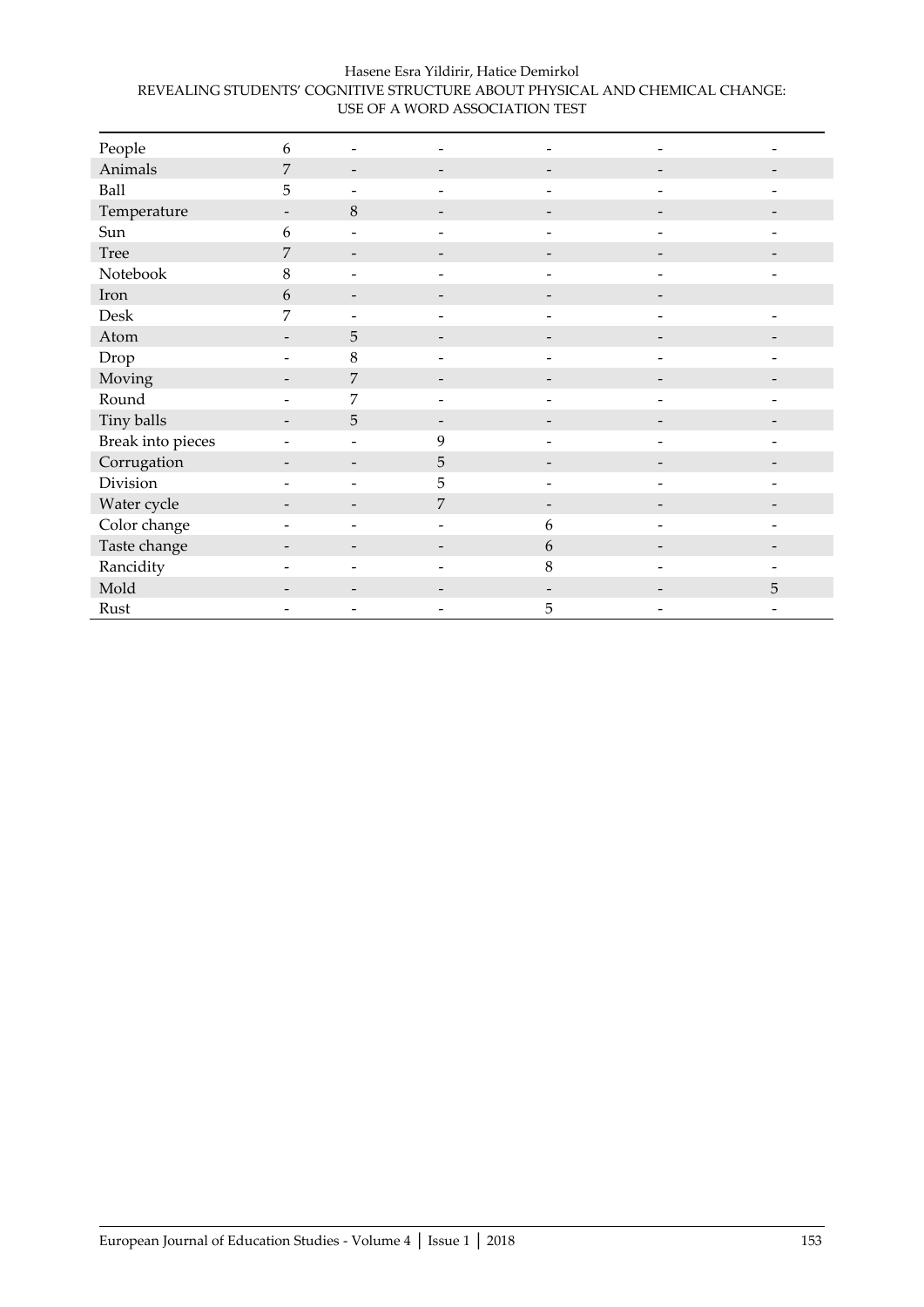| | | | | | | |
|---|---|---|---|---|---|---|
| People | 6 | - | - | - | - | - |
| Animals | 7 | - | - | - | - | - |
| Ball | 5 | - | - | - | - | - |
| Temperature | - | 8 | - | - | - | - |
| Sun | 6 | - | - | - | - | - |
| Tree | 7 | - | - | - | - | - |
| Notebook | 8 | - | - | - | - | - |
| Iron | 6 | - | - | - | - | |
| Desk | 7 | - | - | - | - | - |
| Atom | - | 5 | - | - | - | - |
| Drop | - | 8 | - | - | - | - |
| Moving | - | 7 | - | - | - | - |
| Round | - | 7 | - | - | - | - |
| Tiny balls | - | 5 | - | - | - | - |
| Break into pieces | - | - | 9 | - | - | - |
| Corrugation | - | - | 5 | - | - | - |
| Division | - | - | 5 | - | - | - |
| Water cycle | - | - | 7 | - | - | - |
| Color change | - | - | - | 6 | - | - |
| Taste change | - | - | - | 6 | - | - |
| Rancidity | - | - | - | 8 | - | - |
| Mold | - | - | - | - | - | 5 |
| Rust | - | - | - | 5 | - | - |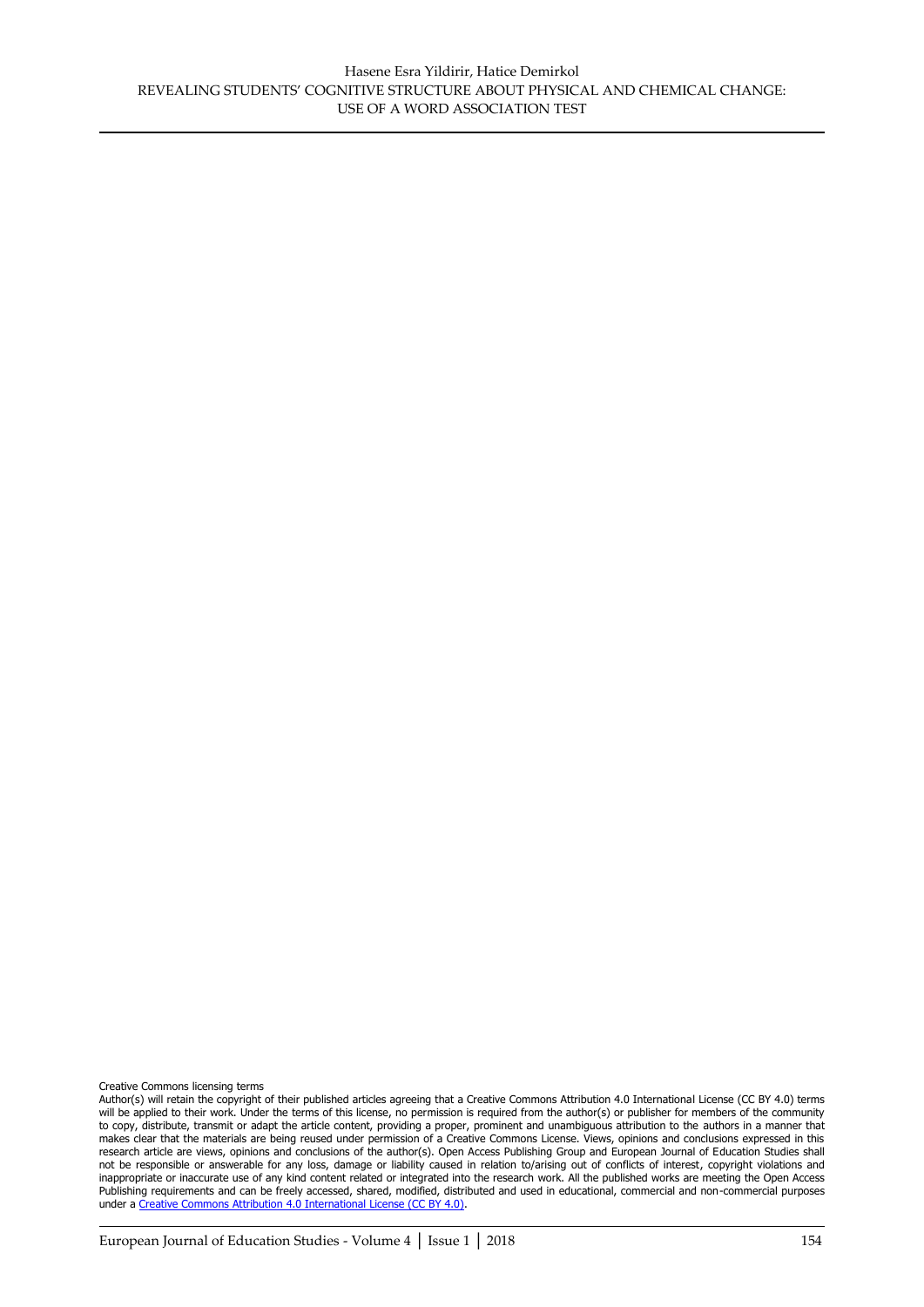Creative Commons licensing terms

Author(s) will retain the copyright of their published articles agreeing that a Creative Commons Attribution 4.0 International License (CC BY 4.0) terms will be applied to their work. Under the terms of this license, no permission is required from the author(s) or publisher for members of the community to copy, distribute, transmit or adapt the article content, providing a proper, prominent and unambiguous attribution to the authors in a manner that makes clear that the materials are being reused under permission of a Creative Commons License. Views, opinions and conclusions expressed in this research article are views, opinions and conclusions of the author(s). Open Access Publishing Group and European Journal of Education Studies shall not be responsible or answerable for any loss, damage or liability caused in relation to/arising out of conflicts of interest, copyright violations and inappropriate or inaccurate use of any kind content related or integrated into the research work. All the published works are meeting the Open Access Publishing requirements and can be freely accessed, shared, modified, distributed and used in educational, commercial and non-commercial purposes under a Creative Commons Attribution 4.0 International License (CC BY 4.0).